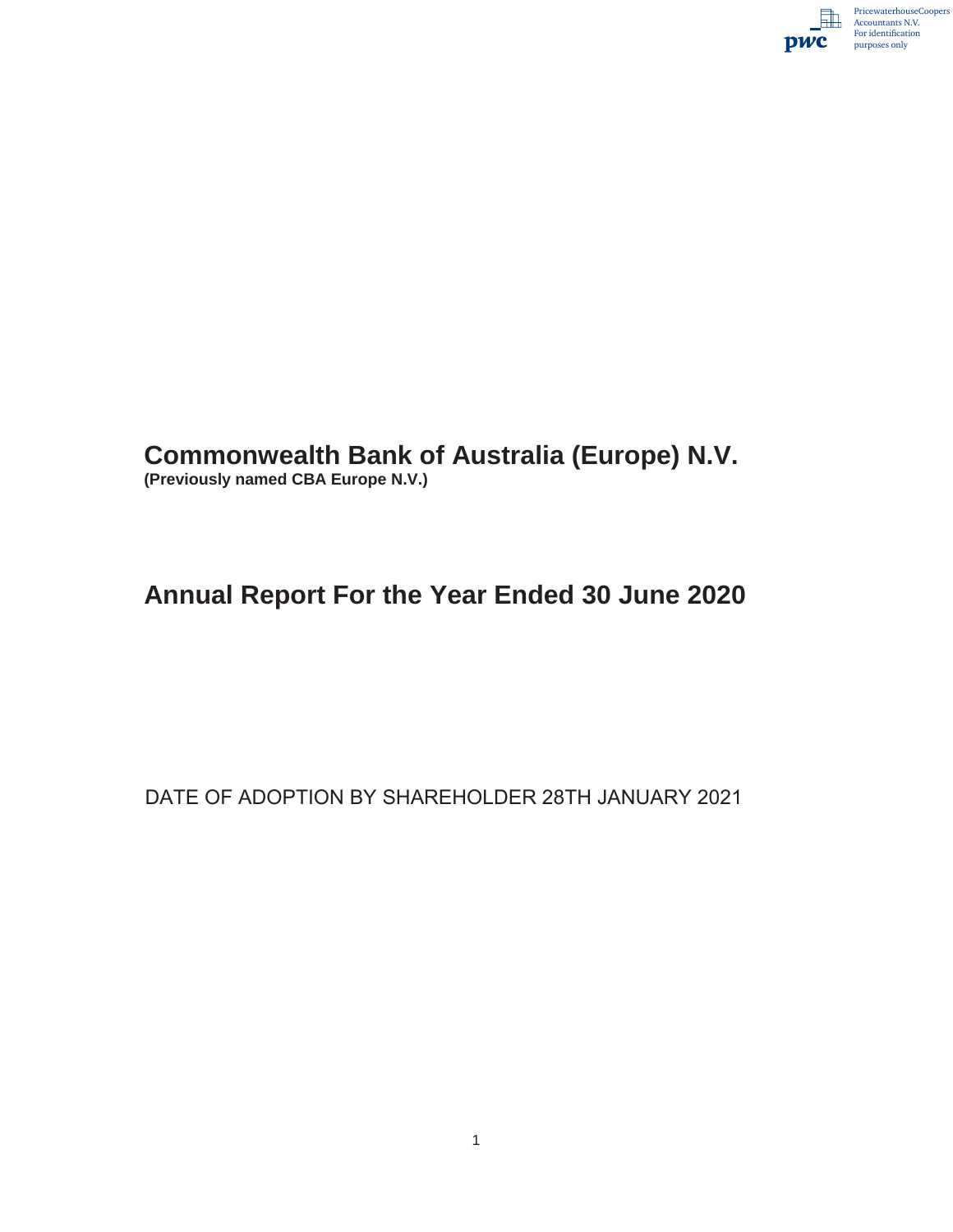PricewaterhouseCoopers Accountants N.V.
For identification purposes only

# Commonwealth Bank of Australia (Europe) N.V.

**(Previously named CBA Europe N.V.)**

# Annual Report For the Year Ended 30 June 2020

DATE OF ADOPTION BY SHAREHOLDER 28TH JANUARY 2021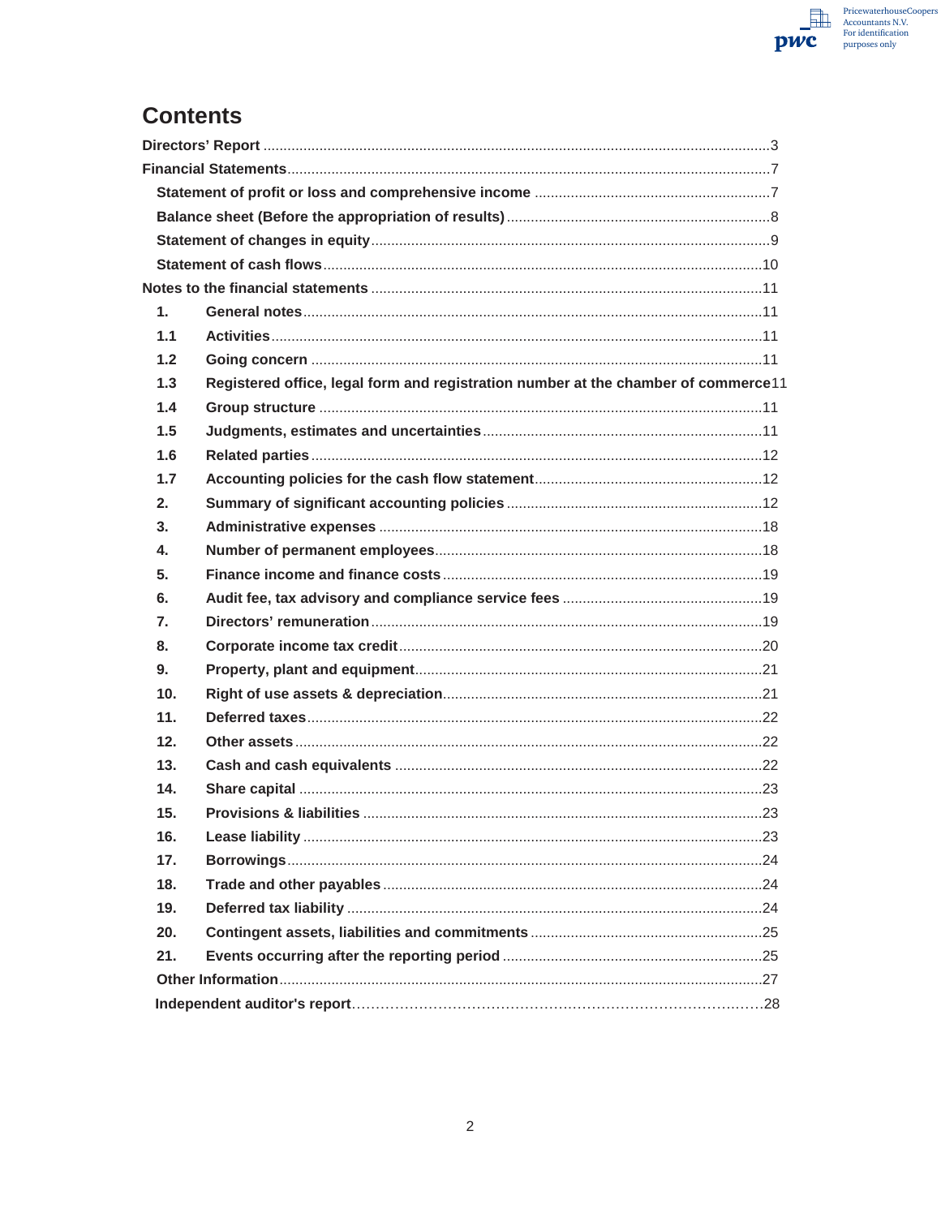# Contents

| | | |
|---|---|---|
| **Directors' Report** | | 3 |
| **Financial Statements** | | 7 |
| **Statement of profit or loss and comprehensive income** | | 7 |
| **Balance sheet (Before the appropriation of results)** | | 8 |
| **Statement of changes in equity** | | 9 |
| **Statement of cash flows** | | 10 |
| **Notes to the financial statements** | | 11 |
| **1.** | **General notes** | 11 |
| **1.1** | **Activities** | 11 |
| **1.2** | **Going concern** | 11 |
| **1.3** | **Registered office, legal form and registration number at the chamber of commerce** | 11 |
| **1.4** | **Group structure** | 11 |
| **1.5** | **Judgments, estimates and uncertainties** | 11 |
| **1.6** | **Related parties** | 12 |
| **1.7** | **Accounting policies for the cash flow statement** | 12 |
| **2.** | **Summary of significant accounting policies** | 12 |
| **3.** | **Administrative expenses** | 18 |
| **4.** | **Number of permanent employees** | 18 |
| **5.** | **Finance income and finance costs** | 19 |
| **6.** | **Audit fee, tax advisory and compliance service fees** | 19 |
| **7.** | **Directors' remuneration** | 19 |
| **8.** | **Corporate income tax credit** | 20 |
| **9.** | **Property, plant and equipment** | 21 |
| **10.** | **Right of use assets & depreciation** | 21 |
| **11.** | **Deferred taxes** | 22 |
| **12.** | **Other assets** | 22 |
| **13.** | **Cash and cash equivalents** | 22 |
| **14.** | **Share capital** | 23 |
| **15.** | **Provisions & liabilities** | 23 |
| **16.** | **Lease liability** | 23 |
| **17.** | **Borrowings** | 24 |
| **18.** | **Trade and other payables** | 24 |
| **19.** | **Deferred tax liability** | 24 |
| **20.** | **Contingent assets, liabilities and commitments** | 25 |
| **21.** | **Events occurring after the reporting period** | 25 |
| **Other Information** | | 27 |
| **Independent auditor's report** | | 28 |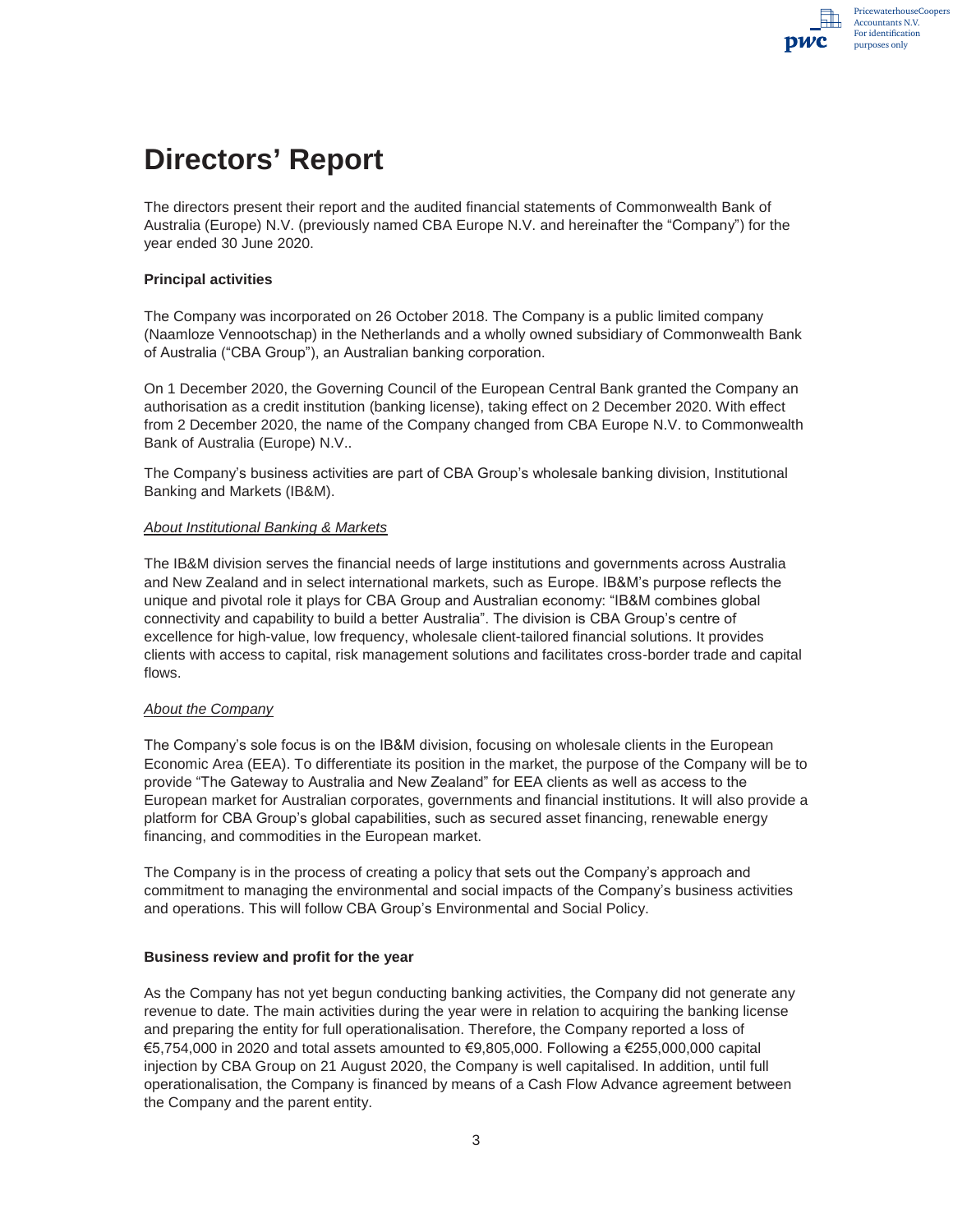# Directors' Report

The directors present their report and the audited financial statements of Commonwealth Bank of Australia (Europe) N.V. (previously named CBA Europe N.V. and hereinafter the "Company") for the year ended 30 June 2020.

**Principal activities**

The Company was incorporated on 26 October 2018. The Company is a public limited company (Naamloze Vennootschap) in the Netherlands and a wholly owned subsidiary of Commonwealth Bank of Australia ("CBA Group"), an Australian banking corporation.

On 1 December 2020, the Governing Council of the European Central Bank granted the Company an authorisation as a credit institution (banking license), taking effect on 2 December 2020. With effect from 2 December 2020, the name of the Company changed from CBA Europe N.V. to Commonwealth Bank of Australia (Europe) N.V..

The Company's business activities are part of CBA Group's wholesale banking division, Institutional Banking and Markets (IB&M).

*About Institutional Banking & Markets*

The IB&M division serves the financial needs of large institutions and governments across Australia and New Zealand and in select international markets, such as Europe. IB&M's purpose reflects the unique and pivotal role it plays for CBA Group and Australian economy: "IB&M combines global connectivity and capability to build a better Australia". The division is CBA Group's centre of excellence for high-value, low frequency, wholesale client-tailored financial solutions. It provides clients with access to capital, risk management solutions and facilitates cross-border trade and capital flows.

*About the Company*

The Company's sole focus is on the IB&M division, focusing on wholesale clients in the European Economic Area (EEA). To differentiate its position in the market, the purpose of the Company will be to provide "The Gateway to Australia and New Zealand" for EEA clients as well as access to the European market for Australian corporates, governments and financial institutions. It will also provide a platform for CBA Group's global capabilities, such as secured asset financing, renewable energy financing, and commodities in the European market.

The Company is in the process of creating a policy that sets out the Company's approach and commitment to managing the environmental and social impacts of the Company's business activities and operations. This will follow CBA Group's Environmental and Social Policy.

**Business review and profit for the year**

As the Company has not yet begun conducting banking activities, the Company did not generate any revenue to date. The main activities during the year were in relation to acquiring the banking license and preparing the entity for full operationalisation. Therefore, the Company reported a loss of €5,754,000 in 2020 and total assets amounted to €9,805,000. Following a €255,000,000 capital injection by CBA Group on 21 August 2020, the Company is well capitalised. In addition, until full operationalisation, the Company is financed by means of a Cash Flow Advance agreement between the Company and the parent entity.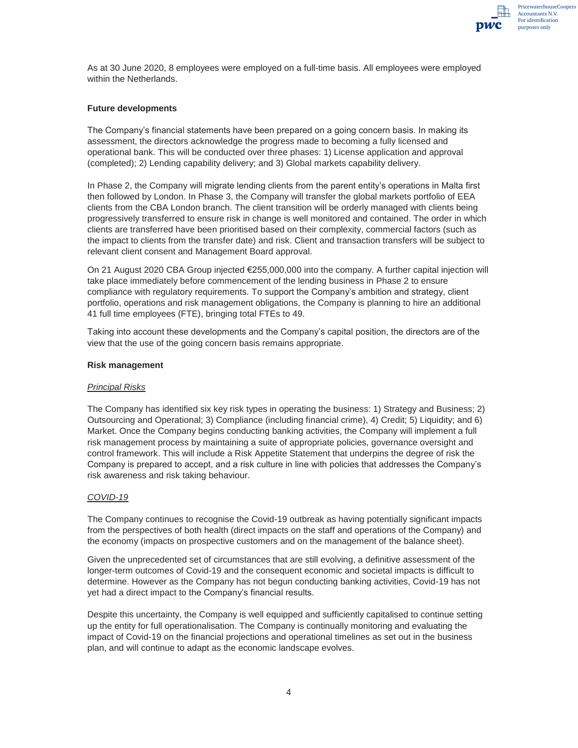As at 30 June 2020, 8 employees were employed on a full-time basis. All employees were employed within the Netherlands.

### Future developments

The Company's financial statements have been prepared on a going concern basis. In making its assessment, the directors acknowledge the progress made to becoming a fully licensed and operational bank. This will be conducted over three phases: 1) License application and approval (completed); 2) Lending capability delivery; and 3) Global markets capability delivery.

In Phase 2, the Company will migrate lending clients from the parent entity's operations in Malta first then followed by London. In Phase 3, the Company will transfer the global markets portfolio of EEA clients from the CBA London branch. The client transition will be orderly managed with clients being progressively transferred to ensure risk in change is well monitored and contained. The order in which clients are transferred have been prioritised based on their complexity, commercial factors (such as the impact to clients from the transfer date) and risk. Client and transaction transfers will be subject to relevant client consent and Management Board approval.

On 21 August 2020 CBA Group injected €255,000,000 into the company. A further capital injection will take place immediately before commencement of the lending business in Phase 2 to ensure compliance with regulatory requirements. To support the Company's ambition and strategy, client portfolio, operations and risk management obligations, the Company is planning to hire an additional 41 full time employees (FTE), bringing total FTEs to 49.

Taking into account these developments and the Company's capital position, the directors are of the view that the use of the going concern basis remains appropriate.

### Risk management

*Principal Risks*

The Company has identified six key risk types in operating the business: 1) Strategy and Business; 2) Outsourcing and Operational; 3) Compliance (including financial crime), 4) Credit; 5) Liquidity; and 6) Market. Once the Company begins conducting banking activities, the Company will implement a full risk management process by maintaining a suite of appropriate policies, governance oversight and control framework. This will include a Risk Appetite Statement that underpins the degree of risk the Company is prepared to accept, and a risk culture in line with policies that addresses the Company's risk awareness and risk taking behaviour.

*COVID-19*

The Company continues to recognise the Covid-19 outbreak as having potentially significant impacts from the perspectives of both health (direct impacts on the staff and operations of the Company) and the economy (impacts on prospective customers and on the management of the balance sheet).

Given the unprecedented set of circumstances that are still evolving, a definitive assessment of the longer-term outcomes of Covid-19 and the consequent economic and societal impacts is difficult to determine. However as the Company has not begun conducting banking activities, Covid-19 has not yet had a direct impact to the Company's financial results.

Despite this uncertainty, the Company is well equipped and sufficiently capitalised to continue setting up the entity for full operationalisation. The Company is continually monitoring and evaluating the impact of Covid-19 on the financial projections and operational timelines as set out in the business plan, and will continue to adapt as the economic landscape evolves.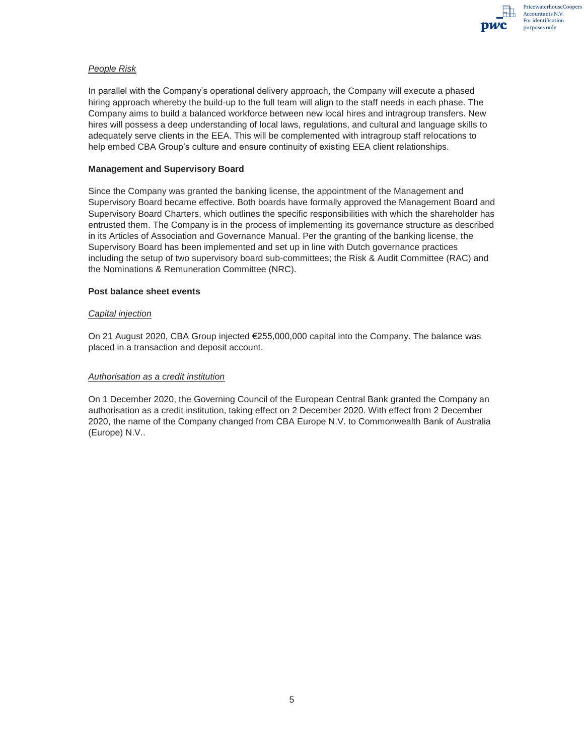*People Risk*

In parallel with the Company's operational delivery approach, the Company will execute a phased hiring approach whereby the build-up to the full team will align to the staff needs in each phase. The Company aims to build a balanced workforce between new local hires and intragroup transfers. New hires will possess a deep understanding of local laws, regulations, and cultural and language skills to adequately serve clients in the EEA. This will be complemented with intragroup staff relocations to help embed CBA Group's culture and ensure continuity of existing EEA client relationships.

**Management and Supervisory Board**

Since the Company was granted the banking license, the appointment of the Management and Supervisory Board became effective. Both boards have formally approved the Management Board and Supervisory Board Charters, which outlines the specific responsibilities with which the shareholder has entrusted them. The Company is in the process of implementing its governance structure as described in its Articles of Association and Governance Manual. Per the granting of the banking license, the Supervisory Board has been implemented and set up in line with Dutch governance practices including the setup of two supervisory board sub-committees; the Risk & Audit Committee (RAC) and the Nominations & Remuneration Committee (NRC).

**Post balance sheet events**

*Capital injection*

On 21 August 2020, CBA Group injected €255,000,000 capital into the Company. The balance was placed in a transaction and deposit account.

*Authorisation as a credit institution*

On 1 December 2020, the Governing Council of the European Central Bank granted the Company an authorisation as a credit institution, taking effect on 2 December 2020. With effect from 2 December 2020, the name of the Company changed from CBA Europe N.V. to Commonwealth Bank of Australia (Europe) N.V..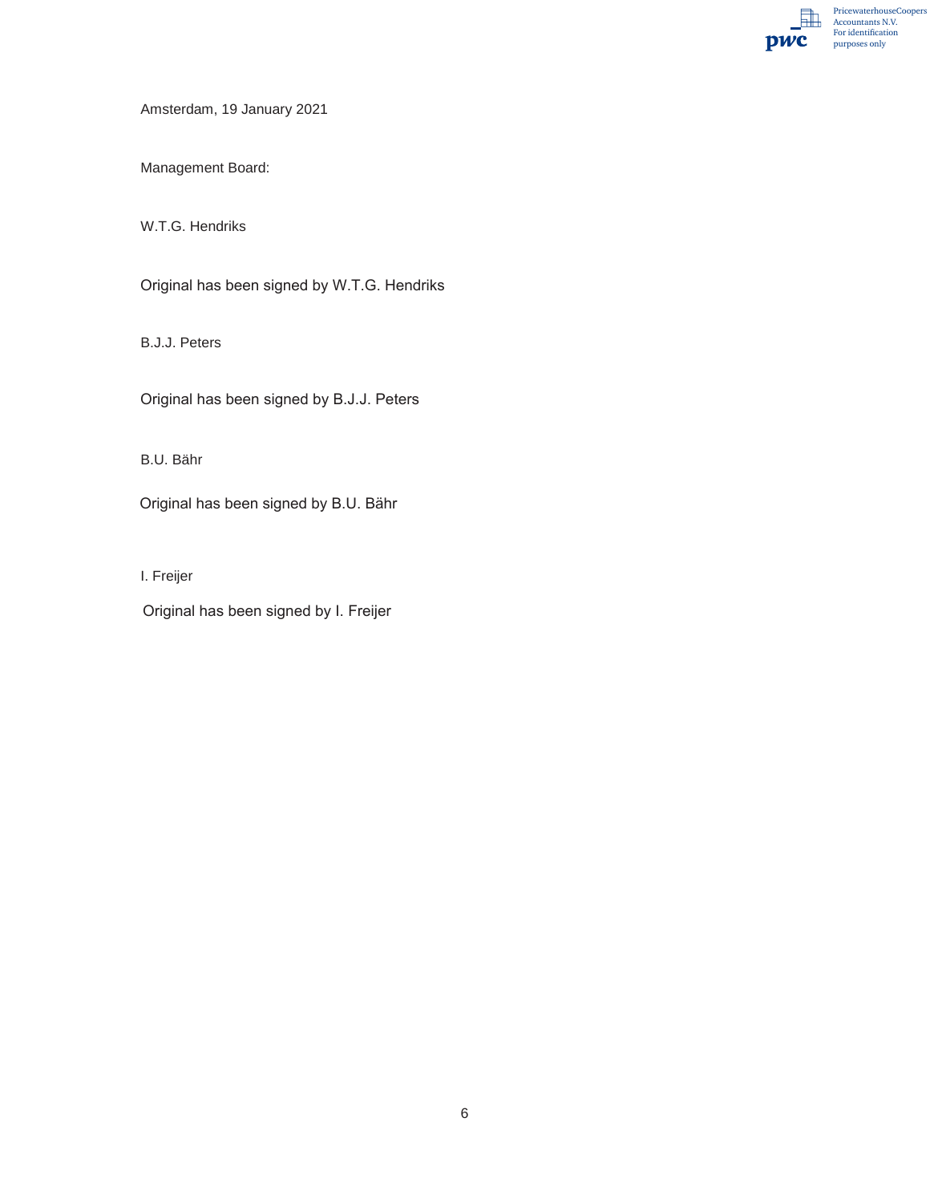Amsterdam, 19 January 2021

Management Board:

W.T.G. Hendriks

Original has been signed by W.T.G. Hendriks

B.J.J. Peters

Original has been signed by B.J.J. Peters

B.U. Bähr

Original has been signed by B.U. Bähr

I. Freijer

Original has been signed by I. Freijer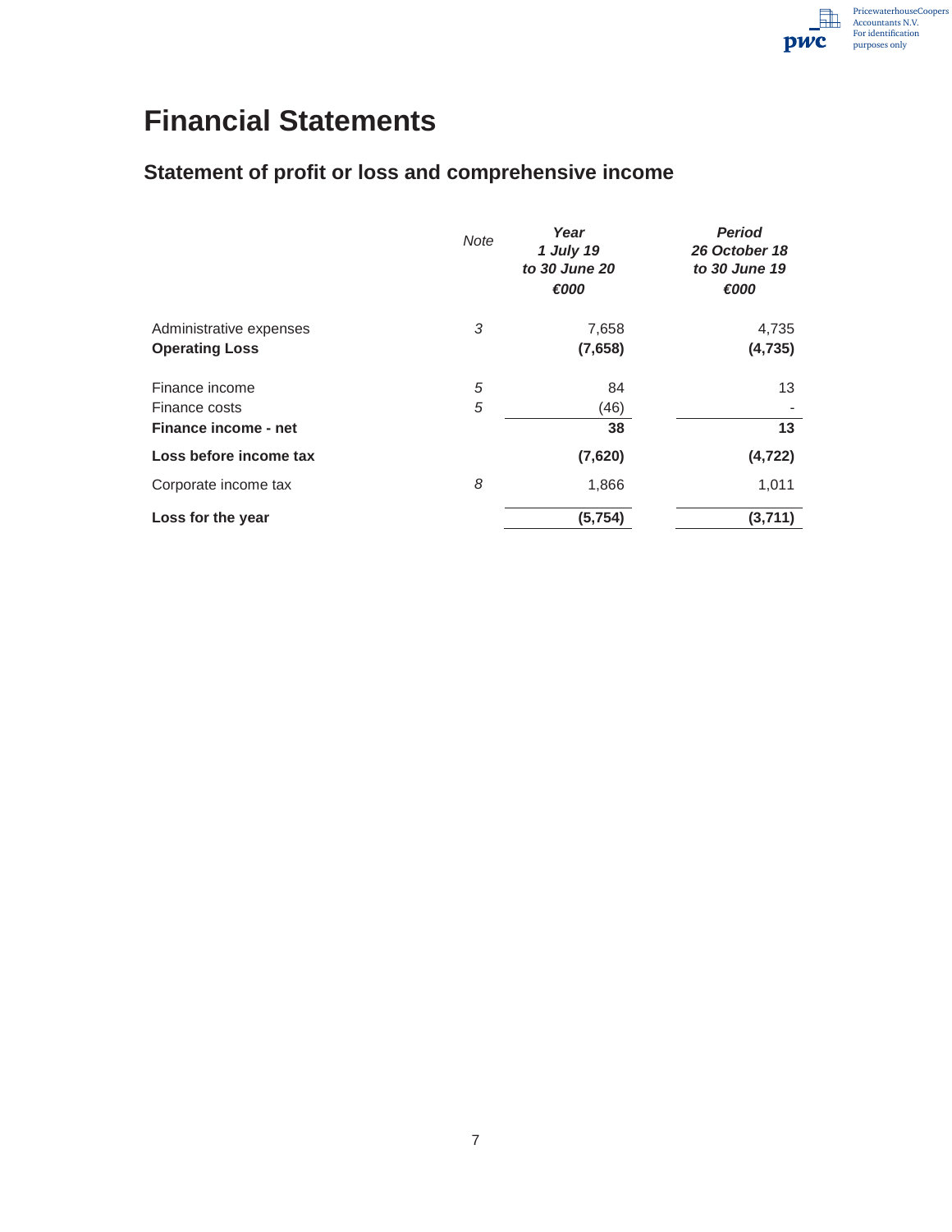# Financial Statements

## Statement of profit or loss and comprehensive income

| | *Note* | ***Year 1 July 19 to 30 June 20 €000*** | ***Period 26 October 18 to 30 June 19 €000*** |
|---|---|---|---|
| Administrative expenses | *3* | 7,658 | 4,735 |
| **Operating Loss** | | **(7,658)** | **(4,735)** |
| Finance income | *5* | 84 | 13 |
| Finance costs | *5* | (46) | - |
| **Finance income - net** | | **38** | **13** |
| **Loss before income tax** | | **(7,620)** | **(4,722)** |
| Corporate income tax | *8* | 1,866 | 1,011 |
| **Loss for the year** | | **(5,754)** | **(3,711)** |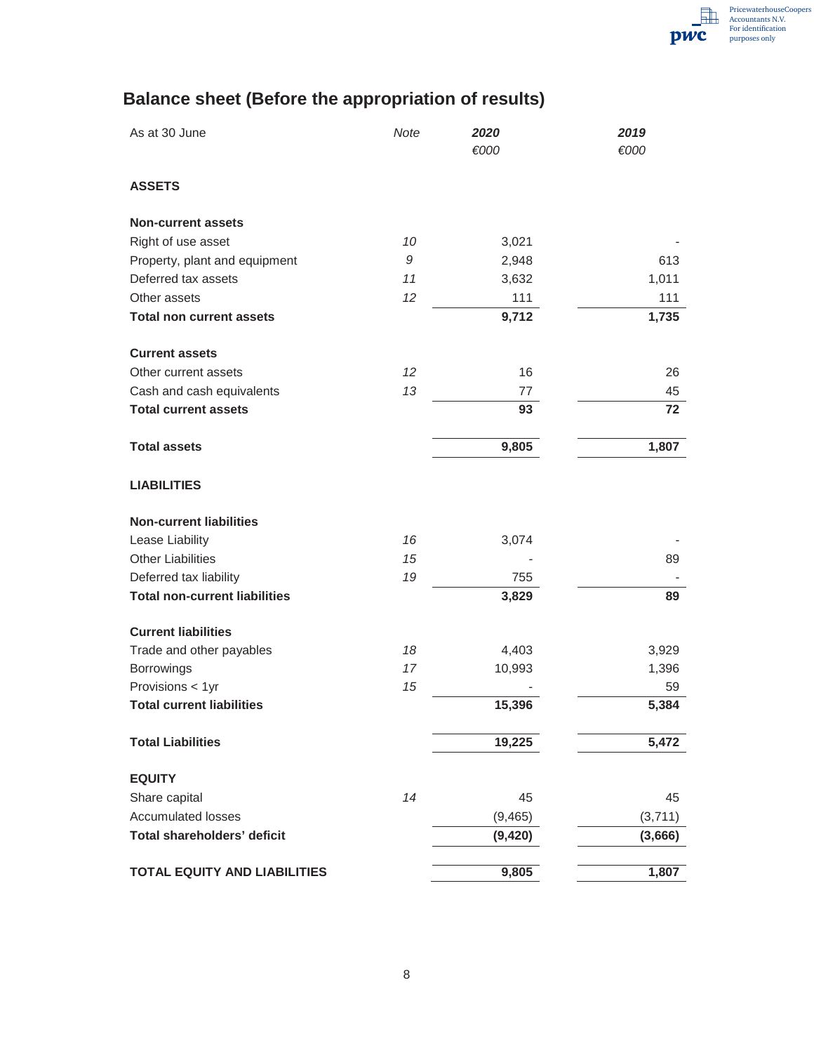# Balance sheet (Before the appropriation of results)

| As at 30 June | Note | 2020 €000 | 2019 €000 |
|---|---|---|---|
| **ASSETS** | | | |
| **Non-current assets** | | | |
| Right of use asset | 10 | 3,021 | - |
| Property, plant and equipment | 9 | 2,948 | 613 |
| Deferred tax assets | 11 | 3,632 | 1,011 |
| Other assets | 12 | 111 | 111 |
| **Total non current assets** | | **9,712** | **1,735** |
| **Current assets** | | | |
| Other current assets | 12 | 16 | 26 |
| Cash and cash equivalents | 13 | 77 | 45 |
| **Total current assets** | | **93** | **72** |
| **Total assets** | | **9,805** | **1,807** |
| **LIABILITIES** | | | |
| **Non-current liabilities** | | | |
| Lease Liability | 16 | 3,074 | - |
| Other Liabilities | 15 | - | 89 |
| Deferred tax liability | 19 | 755 | - |
| **Total non-current liabilities** | | **3,829** | **89** |
| **Current liabilities** | | | |
| Trade and other payables | 18 | 4,403 | 3,929 |
| Borrowings | 17 | 10,993 | 1,396 |
| Provisions < 1yr | 15 | - | 59 |
| **Total current liabilities** | | **15,396** | **5,384** |
| **Total Liabilities** | | **19,225** | **5,472** |
| **EQUITY** | | | |
| Share capital | 14 | 45 | 45 |
| Accumulated losses | | (9,465) | (3,711) |
| **Total shareholders' deficit** | | **(9,420)** | **(3,666)** |
| **TOTAL EQUITY AND LIABILITIES** | | **9,805** | **1,807** |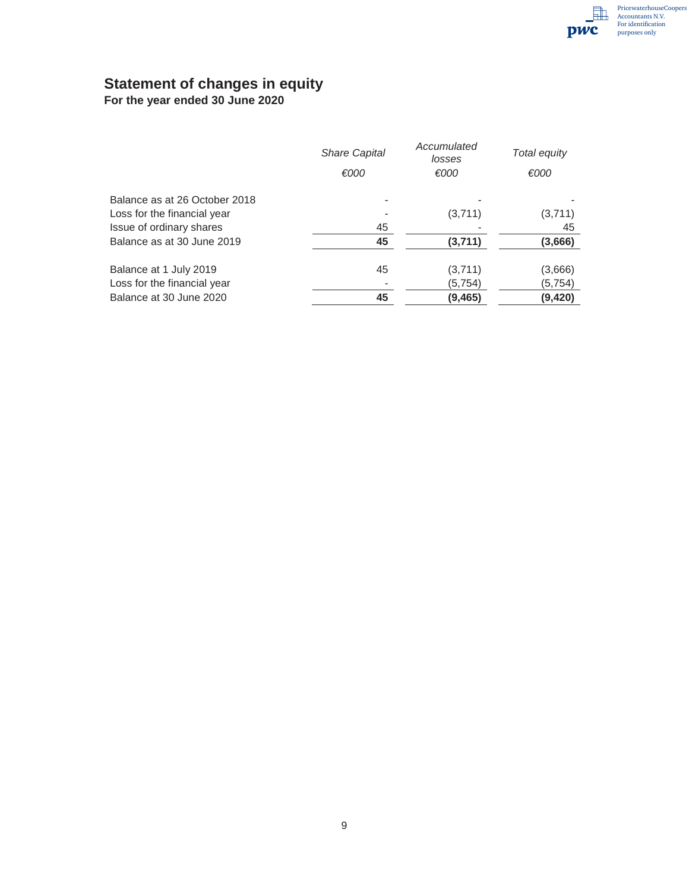# Statement of changes in equity

**For the year ended 30 June 2020**

| | *Share Capital* | *Accumulated losses* | *Total equity* |
|---|---|---|---|
| | *€000* | *€000* | *€000* |
| Balance as at 26 October 2018 | - | - | - |
| Loss for the financial year | - | (3,711) | (3,711) |
| Issue of ordinary shares | 45 | - | 45 |
| Balance as at 30 June 2019 | **45** | **(3,711)** | **(3,666)** |
| | | | |
| Balance at 1 July 2019 | 45 | (3,711) | (3,666) |
| Loss for the financial year | - | (5,754) | (5,754) |
| Balance at 30 June 2020 | **45** | **(9,465)** | **(9,420)** |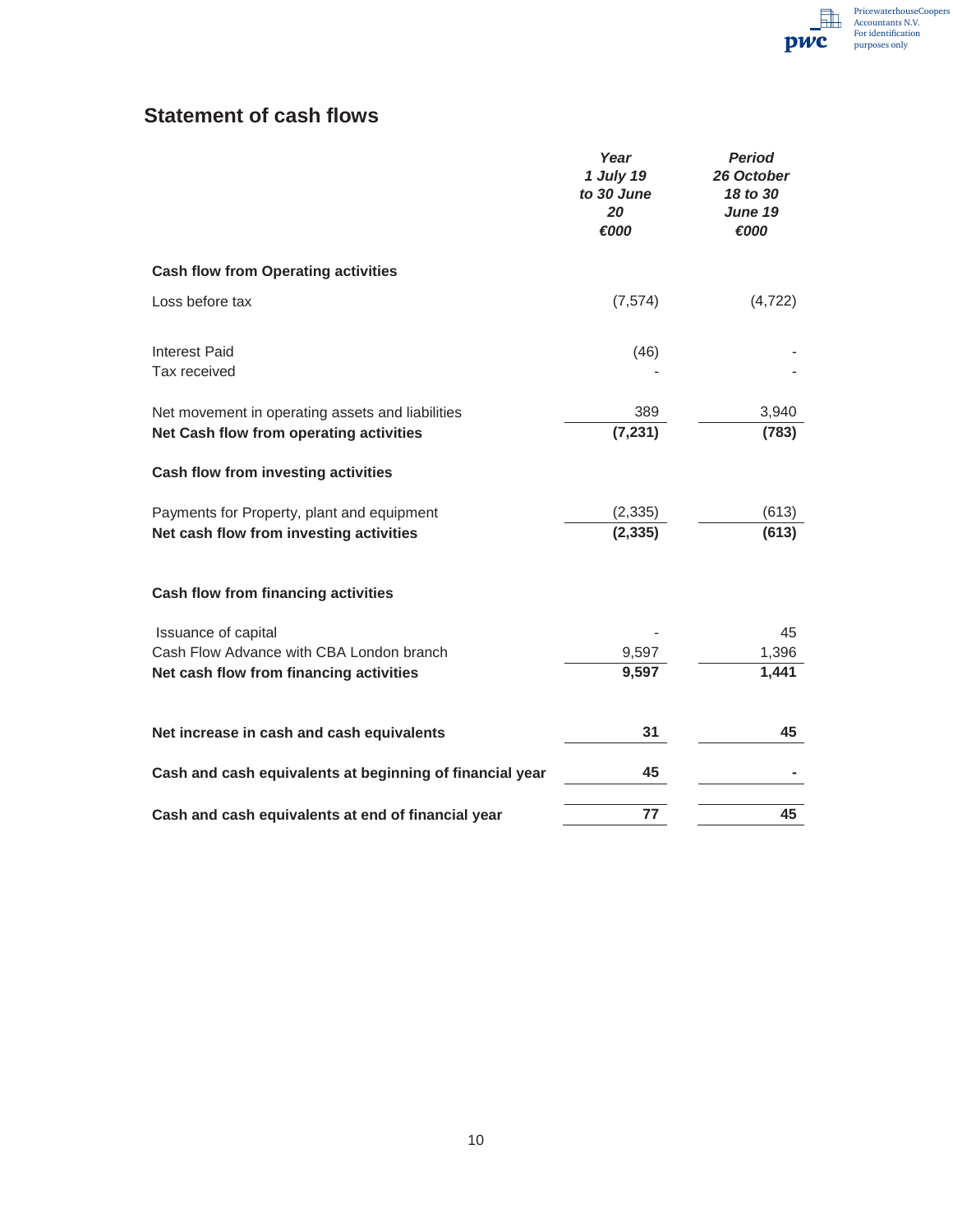## Statement of cash flows

| | *Year 1 July 19 to 30 June 20 €000* | *Period 26 October 18 to 30 June 19 €000* |
|---|---|---|
| **Cash flow from Operating activities** | | |
| Loss before tax | (7,574) | (4,722) |
| Interest Paid | (46) | - |
| Tax received | - | - |
| Net movement in operating assets and liabilities | 389 | 3,940 |
| **Net Cash flow from operating activities** | **(7,231)** | **(783)** |
| **Cash flow from investing activities** | | |
| Payments for Property, plant and equipment | (2,335) | (613) |
| **Net cash flow from investing activities** | **(2,335)** | **(613)** |
| **Cash flow from financing activities** | | |
| Issuance of capital | - | 45 |
| Cash Flow Advance with CBA London branch | 9,597 | 1,396 |
| **Net cash flow from financing activities** | **9,597** | **1,441** |
| **Net increase in cash and cash equivalents** | **31** | **45** |
| **Cash and cash equivalents at beginning of financial year** | **45** | **-** |
| **Cash and cash equivalents at end of financial year** | **77** | **45** |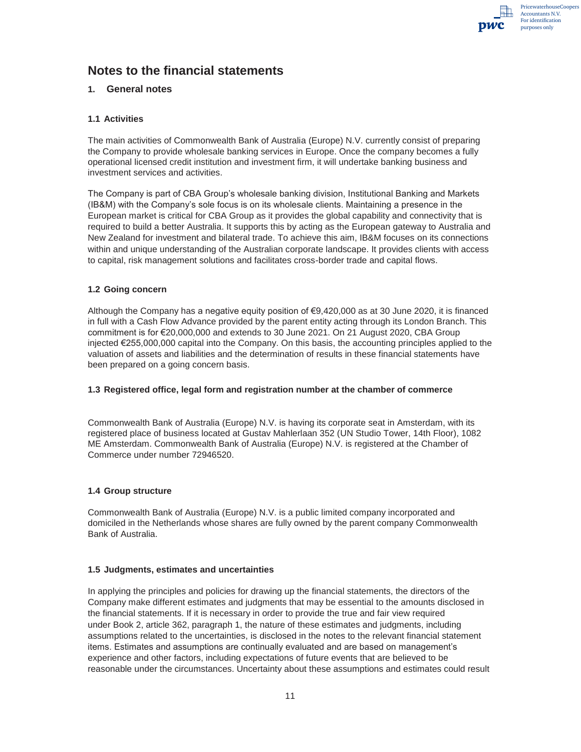# Notes to the financial statements

## 1. General notes

### 1.1 Activities

The main activities of Commonwealth Bank of Australia (Europe) N.V. currently consist of preparing the Company to provide wholesale banking services in Europe. Once the company becomes a fully operational licensed credit institution and investment firm, it will undertake banking business and investment services and activities.

The Company is part of CBA Group's wholesale banking division, Institutional Banking and Markets (IB&M) with the Company's sole focus is on its wholesale clients. Maintaining a presence in the European market is critical for CBA Group as it provides the global capability and connectivity that is required to build a better Australia. It supports this by acting as the European gateway to Australia and New Zealand for investment and bilateral trade. To achieve this aim, IB&M focuses on its connections within and unique understanding of the Australian corporate landscape. It provides clients with access to capital, risk management solutions and facilitates cross-border trade and capital flows.

### 1.2 Going concern

Although the Company has a negative equity position of €9,420,000 as at 30 June 2020, it is financed in full with a Cash Flow Advance provided by the parent entity acting through its London Branch. This commitment is for €20,000,000 and extends to 30 June 2021. On 21 August 2020, CBA Group injected €255,000,000 capital into the Company. On this basis, the accounting principles applied to the valuation of assets and liabilities and the determination of results in these financial statements have been prepared on a going concern basis.

### 1.3 Registered office, legal form and registration number at the chamber of commerce

Commonwealth Bank of Australia (Europe) N.V. is having its corporate seat in Amsterdam, with its registered place of business located at Gustav Mahlerlaan 352 (UN Studio Tower, 14th Floor), 1082 ME Amsterdam. Commonwealth Bank of Australia (Europe) N.V. is registered at the Chamber of Commerce under number 72946520.

### 1.4 Group structure

Commonwealth Bank of Australia (Europe) N.V. is a public limited company incorporated and domiciled in the Netherlands whose shares are fully owned by the parent company Commonwealth Bank of Australia.

### 1.5 Judgments, estimates and uncertainties

In applying the principles and policies for drawing up the financial statements, the directors of the Company make different estimates and judgments that may be essential to the amounts disclosed in the financial statements. If it is necessary in order to provide the true and fair view required under Book 2, article 362, paragraph 1, the nature of these estimates and judgments, including assumptions related to the uncertainties, is disclosed in the notes to the relevant financial statement items. Estimates and assumptions are continually evaluated and are based on management's experience and other factors, including expectations of future events that are believed to be reasonable under the circumstances. Uncertainty about these assumptions and estimates could result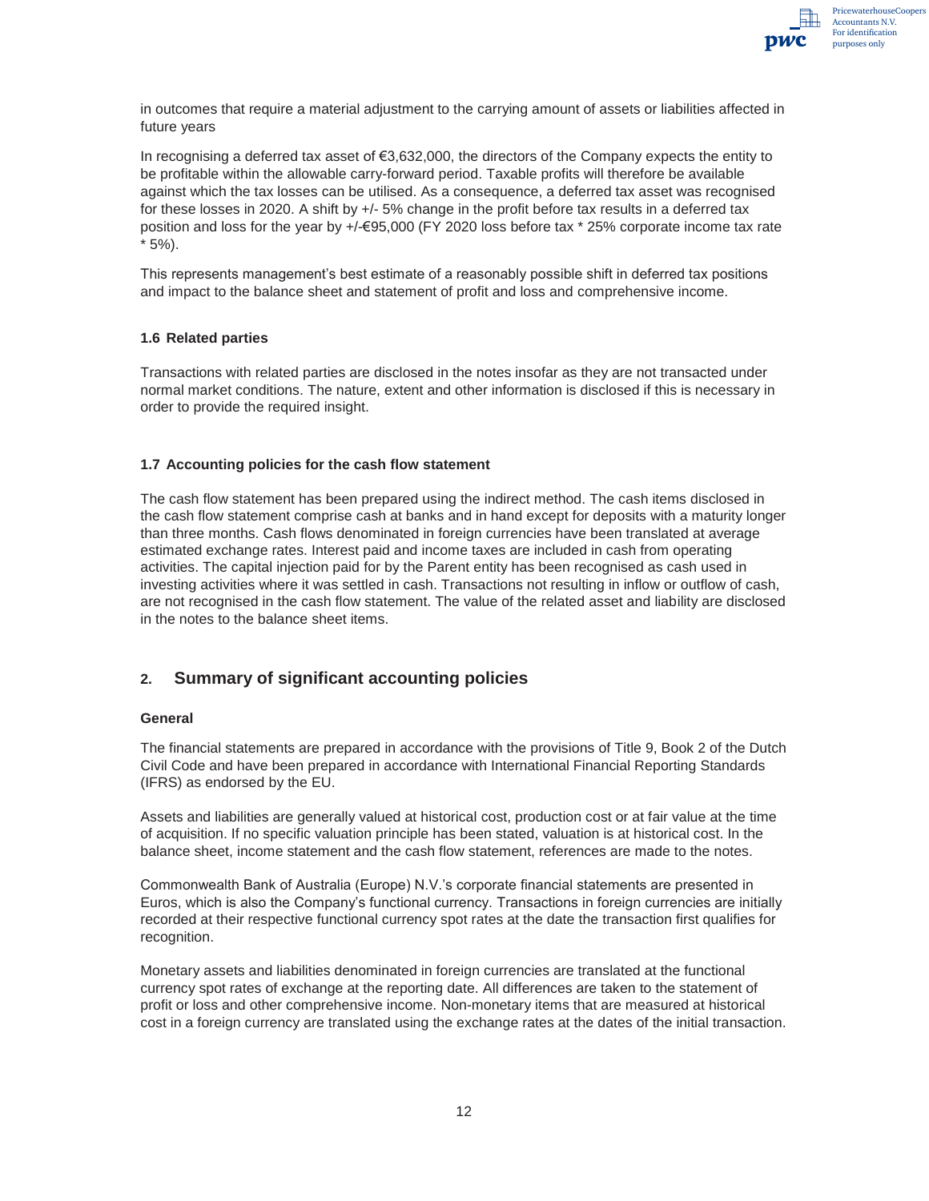in outcomes that require a material adjustment to the carrying amount of assets or liabilities affected in future years

In recognising a deferred tax asset of €3,632,000, the directors of the Company expects the entity to be profitable within the allowable carry-forward period. Taxable profits will therefore be available against which the tax losses can be utilised. As a consequence, a deferred tax asset was recognised for these losses in 2020. A shift by +/- 5% change in the profit before tax results in a deferred tax position and loss for the year by +/-€95,000 (FY 2020 loss before tax * 25% corporate income tax rate * 5%).

This represents management's best estimate of a reasonably possible shift in deferred tax positions and impact to the balance sheet and statement of profit and loss and comprehensive income.

### 1.6 Related parties

Transactions with related parties are disclosed in the notes insofar as they are not transacted under normal market conditions. The nature, extent and other information is disclosed if this is necessary in order to provide the required insight.

### 1.7 Accounting policies for the cash flow statement

The cash flow statement has been prepared using the indirect method. The cash items disclosed in the cash flow statement comprise cash at banks and in hand except for deposits with a maturity longer than three months. Cash flows denominated in foreign currencies have been translated at average estimated exchange rates. Interest paid and income taxes are included in cash from operating activities. The capital injection paid for by the Parent entity has been recognised as cash used in investing activities where it was settled in cash. Transactions not resulting in inflow or outflow of cash, are not recognised in the cash flow statement. The value of the related asset and liability are disclosed in the notes to the balance sheet items.

## 2. Summary of significant accounting policies

### General

The financial statements are prepared in accordance with the provisions of Title 9, Book 2 of the Dutch Civil Code and have been prepared in accordance with International Financial Reporting Standards (IFRS) as endorsed by the EU.

Assets and liabilities are generally valued at historical cost, production cost or at fair value at the time of acquisition. If no specific valuation principle has been stated, valuation is at historical cost. In the balance sheet, income statement and the cash flow statement, references are made to the notes.

Commonwealth Bank of Australia (Europe) N.V.'s corporate financial statements are presented in Euros, which is also the Company's functional currency. Transactions in foreign currencies are initially recorded at their respective functional currency spot rates at the date the transaction first qualifies for recognition.

Monetary assets and liabilities denominated in foreign currencies are translated at the functional currency spot rates of exchange at the reporting date. All differences are taken to the statement of profit or loss and other comprehensive income. Non-monetary items that are measured at historical cost in a foreign currency are translated using the exchange rates at the dates of the initial transaction.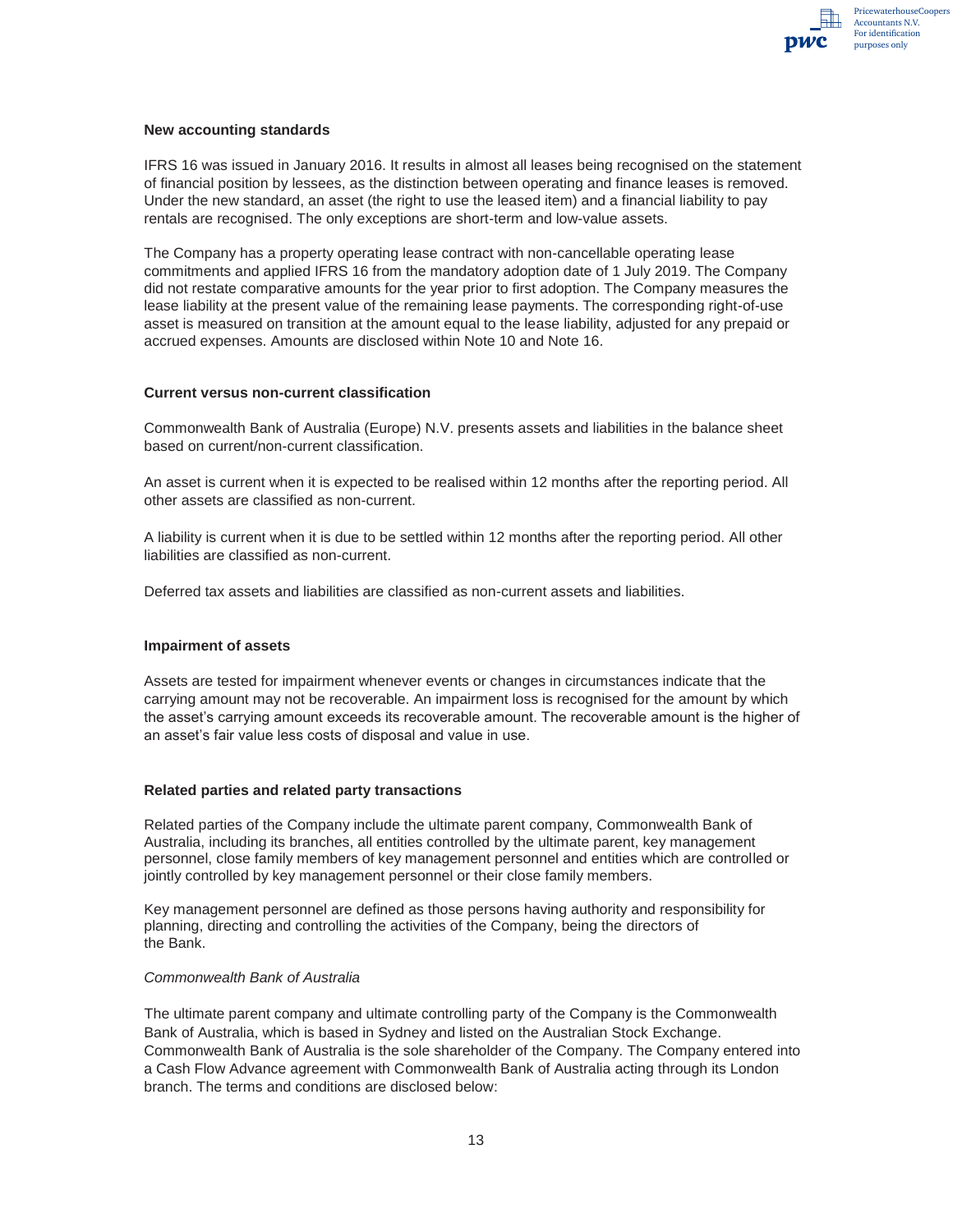### New accounting standards

IFRS 16 was issued in January 2016. It results in almost all leases being recognised on the statement of financial position by lessees, as the distinction between operating and finance leases is removed. Under the new standard, an asset (the right to use the leased item) and a financial liability to pay rentals are recognised. The only exceptions are short-term and low-value assets.

The Company has a property operating lease contract with non-cancellable operating lease commitments and applied IFRS 16 from the mandatory adoption date of 1 July 2019. The Company did not restate comparative amounts for the year prior to first adoption. The Company measures the lease liability at the present value of the remaining lease payments. The corresponding right-of-use asset is measured on transition at the amount equal to the lease liability, adjusted for any prepaid or accrued expenses. Amounts are disclosed within Note 10 and Note 16.

### Current versus non-current classification

Commonwealth Bank of Australia (Europe) N.V. presents assets and liabilities in the balance sheet based on current/non-current classification.

An asset is current when it is expected to be realised within 12 months after the reporting period. All other assets are classified as non-current.

A liability is current when it is due to be settled within 12 months after the reporting period. All other liabilities are classified as non-current.

Deferred tax assets and liabilities are classified as non-current assets and liabilities.

### Impairment of assets

Assets are tested for impairment whenever events or changes in circumstances indicate that the carrying amount may not be recoverable. An impairment loss is recognised for the amount by which the asset's carrying amount exceeds its recoverable amount. The recoverable amount is the higher of an asset's fair value less costs of disposal and value in use.

### Related parties and related party transactions

Related parties of the Company include the ultimate parent company, Commonwealth Bank of Australia, including its branches, all entities controlled by the ultimate parent, key management personnel, close family members of key management personnel and entities which are controlled or jointly controlled by key management personnel or their close family members.

Key management personnel are defined as those persons having authority and responsibility for planning, directing and controlling the activities of the Company, being the directors of the Bank.

*Commonwealth Bank of Australia*

The ultimate parent company and ultimate controlling party of the Company is the Commonwealth Bank of Australia, which is based in Sydney and listed on the Australian Stock Exchange. Commonwealth Bank of Australia is the sole shareholder of the Company. The Company entered into a Cash Flow Advance agreement with Commonwealth Bank of Australia acting through its London branch. The terms and conditions are disclosed below: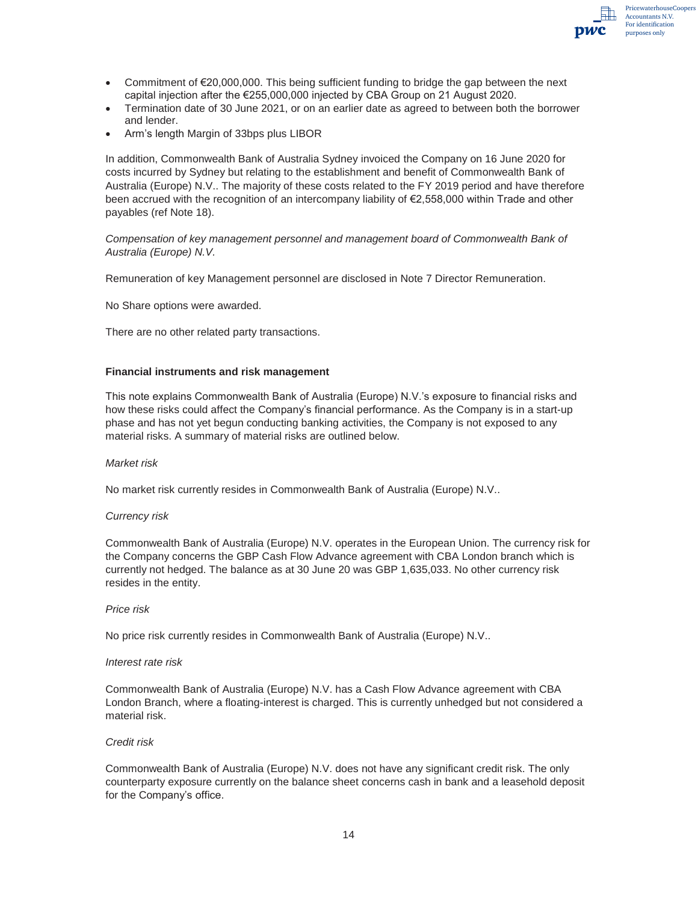- Commitment of €20,000,000. This being sufficient funding to bridge the gap between the next capital injection after the €255,000,000 injected by CBA Group on 21 August 2020.
- Termination date of 30 June 2021, or on an earlier date as agreed to between both the borrower and lender.
- Arm's length Margin of 33bps plus LIBOR

In addition, Commonwealth Bank of Australia Sydney invoiced the Company on 16 June 2020 for costs incurred by Sydney but relating to the establishment and benefit of Commonwealth Bank of Australia (Europe) N.V.. The majority of these costs related to the FY 2019 period and have therefore been accrued with the recognition of an intercompany liability of €2,558,000 within Trade and other payables (ref Note 18).

*Compensation of key management personnel and management board of Commonwealth Bank of Australia (Europe) N.V.*

Remuneration of key Management personnel are disclosed in Note 7 Director Remuneration.

No Share options were awarded.

There are no other related party transactions.

**Financial instruments and risk management**

This note explains Commonwealth Bank of Australia (Europe) N.V.'s exposure to financial risks and how these risks could affect the Company's financial performance. As the Company is in a start-up phase and has not yet begun conducting banking activities, the Company is not exposed to any material risks. A summary of material risks are outlined below.

*Market risk*

No market risk currently resides in Commonwealth Bank of Australia (Europe) N.V..

*Currency risk*

Commonwealth Bank of Australia (Europe) N.V. operates in the European Union. The currency risk for the Company concerns the GBP Cash Flow Advance agreement with CBA London branch which is currently not hedged. The balance as at 30 June 20 was GBP 1,635,033. No other currency risk resides in the entity.

*Price risk*

No price risk currently resides in Commonwealth Bank of Australia (Europe) N.V..

*Interest rate risk*

Commonwealth Bank of Australia (Europe) N.V. has a Cash Flow Advance agreement with CBA London Branch, where a floating-interest is charged. This is currently unhedged but not considered a material risk.

*Credit risk*

Commonwealth Bank of Australia (Europe) N.V. does not have any significant credit risk. The only counterparty exposure currently on the balance sheet concerns cash in bank and a leasehold deposit for the Company's office.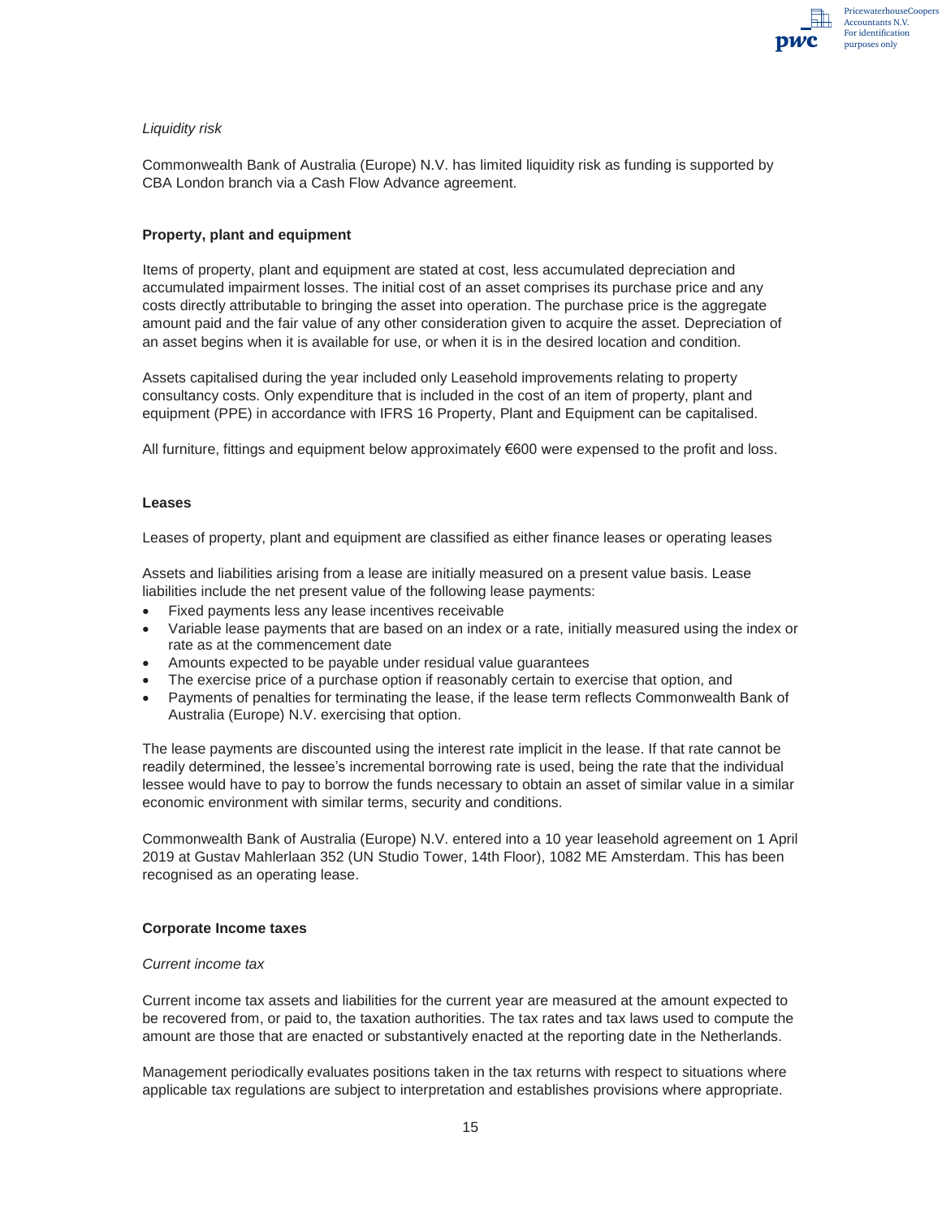*Liquidity risk*

Commonwealth Bank of Australia (Europe) N.V. has limited liquidity risk as funding is supported by CBA London branch via a Cash Flow Advance agreement.

**Property, plant and equipment**

Items of property, plant and equipment are stated at cost, less accumulated depreciation and accumulated impairment losses. The initial cost of an asset comprises its purchase price and any costs directly attributable to bringing the asset into operation. The purchase price is the aggregate amount paid and the fair value of any other consideration given to acquire the asset. Depreciation of an asset begins when it is available for use, or when it is in the desired location and condition.

Assets capitalised during the year included only Leasehold improvements relating to property consultancy costs. Only expenditure that is included in the cost of an item of property, plant and equipment (PPE) in accordance with IFRS 16 Property, Plant and Equipment can be capitalised.

All furniture, fittings and equipment below approximately €600 were expensed to the profit and loss.

**Leases**

Leases of property, plant and equipment are classified as either finance leases or operating leases

Assets and liabilities arising from a lease are initially measured on a present value basis. Lease liabilities include the net present value of the following lease payments:

- Fixed payments less any lease incentives receivable
- Variable lease payments that are based on an index or a rate, initially measured using the index or rate as at the commencement date
- Amounts expected to be payable under residual value guarantees
- The exercise price of a purchase option if reasonably certain to exercise that option, and
- Payments of penalties for terminating the lease, if the lease term reflects Commonwealth Bank of Australia (Europe) N.V. exercising that option.

The lease payments are discounted using the interest rate implicit in the lease. If that rate cannot be readily determined, the lessee's incremental borrowing rate is used, being the rate that the individual lessee would have to pay to borrow the funds necessary to obtain an asset of similar value in a similar economic environment with similar terms, security and conditions.

Commonwealth Bank of Australia (Europe) N.V. entered into a 10 year leasehold agreement on 1 April 2019 at Gustav Mahlerlaan 352 (UN Studio Tower, 14th Floor), 1082 ME Amsterdam. This has been recognised as an operating lease.

**Corporate Income taxes**

*Current income tax*

Current income tax assets and liabilities for the current year are measured at the amount expected to be recovered from, or paid to, the taxation authorities. The tax rates and tax laws used to compute the amount are those that are enacted or substantively enacted at the reporting date in the Netherlands.

Management periodically evaluates positions taken in the tax returns with respect to situations where applicable tax regulations are subject to interpretation and establishes provisions where appropriate.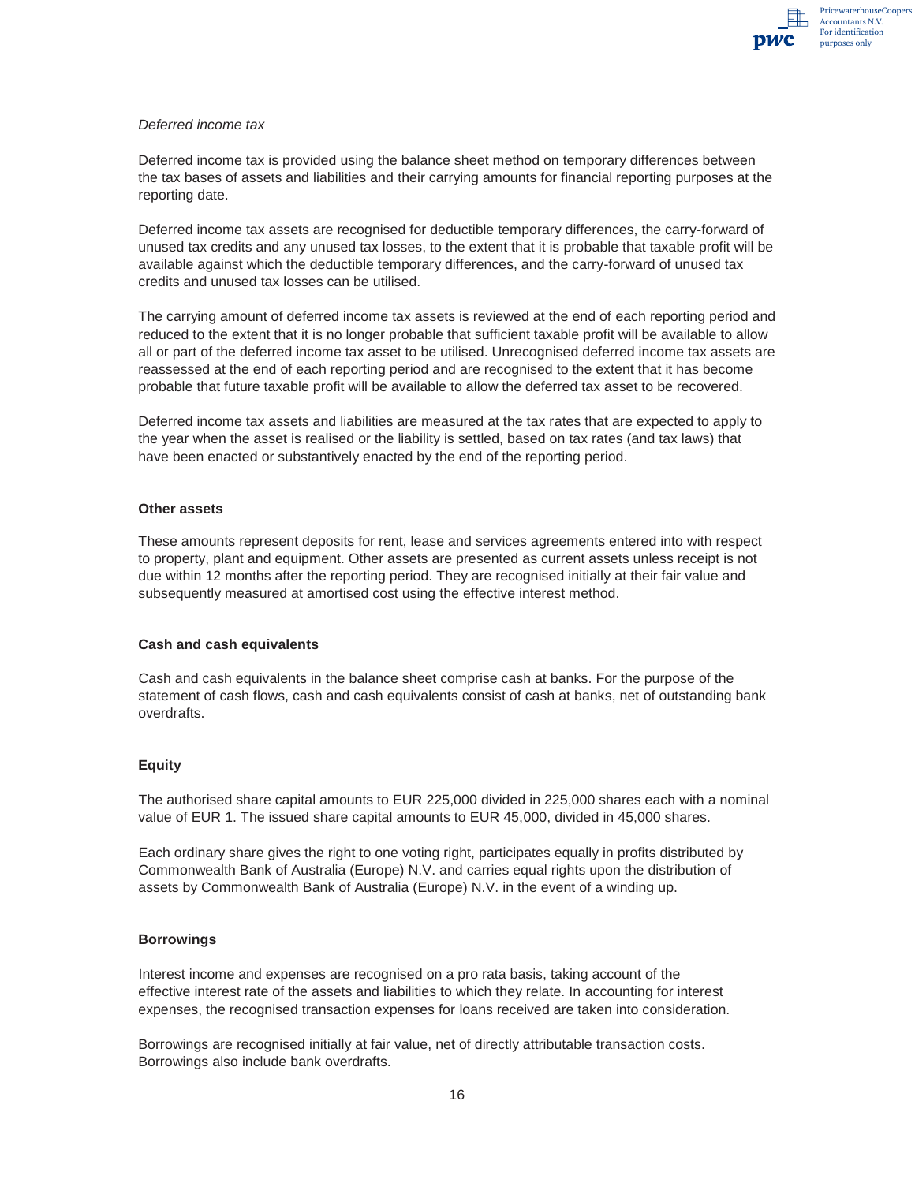*Deferred income tax*

Deferred income tax is provided using the balance sheet method on temporary differences between the tax bases of assets and liabilities and their carrying amounts for financial reporting purposes at the reporting date.

Deferred income tax assets are recognised for deductible temporary differences, the carry-forward of unused tax credits and any unused tax losses, to the extent that it is probable that taxable profit will be available against which the deductible temporary differences, and the carry-forward of unused tax credits and unused tax losses can be utilised.

The carrying amount of deferred income tax assets is reviewed at the end of each reporting period and reduced to the extent that it is no longer probable that sufficient taxable profit will be available to allow all or part of the deferred income tax asset to be utilised. Unrecognised deferred income tax assets are reassessed at the end of each reporting period and are recognised to the extent that it has become probable that future taxable profit will be available to allow the deferred tax asset to be recovered.

Deferred income tax assets and liabilities are measured at the tax rates that are expected to apply to the year when the asset is realised or the liability is settled, based on tax rates (and tax laws) that have been enacted or substantively enacted by the end of the reporting period.

**Other assets**

These amounts represent deposits for rent, lease and services agreements entered into with respect to property, plant and equipment. Other assets are presented as current assets unless receipt is not due within 12 months after the reporting period. They are recognised initially at their fair value and subsequently measured at amortised cost using the effective interest method.

**Cash and cash equivalents**

Cash and cash equivalents in the balance sheet comprise cash at banks. For the purpose of the statement of cash flows, cash and cash equivalents consist of cash at banks, net of outstanding bank overdrafts.

**Equity**

The authorised share capital amounts to EUR 225,000 divided in 225,000 shares each with a nominal value of EUR 1. The issued share capital amounts to EUR 45,000, divided in 45,000 shares.

Each ordinary share gives the right to one voting right, participates equally in profits distributed by Commonwealth Bank of Australia (Europe) N.V. and carries equal rights upon the distribution of assets by Commonwealth Bank of Australia (Europe) N.V. in the event of a winding up.

**Borrowings**

Interest income and expenses are recognised on a pro rata basis, taking account of the effective interest rate of the assets and liabilities to which they relate. In accounting for interest expenses, the recognised transaction expenses for loans received are taken into consideration.

Borrowings are recognised initially at fair value, net of directly attributable transaction costs. Borrowings also include bank overdrafts.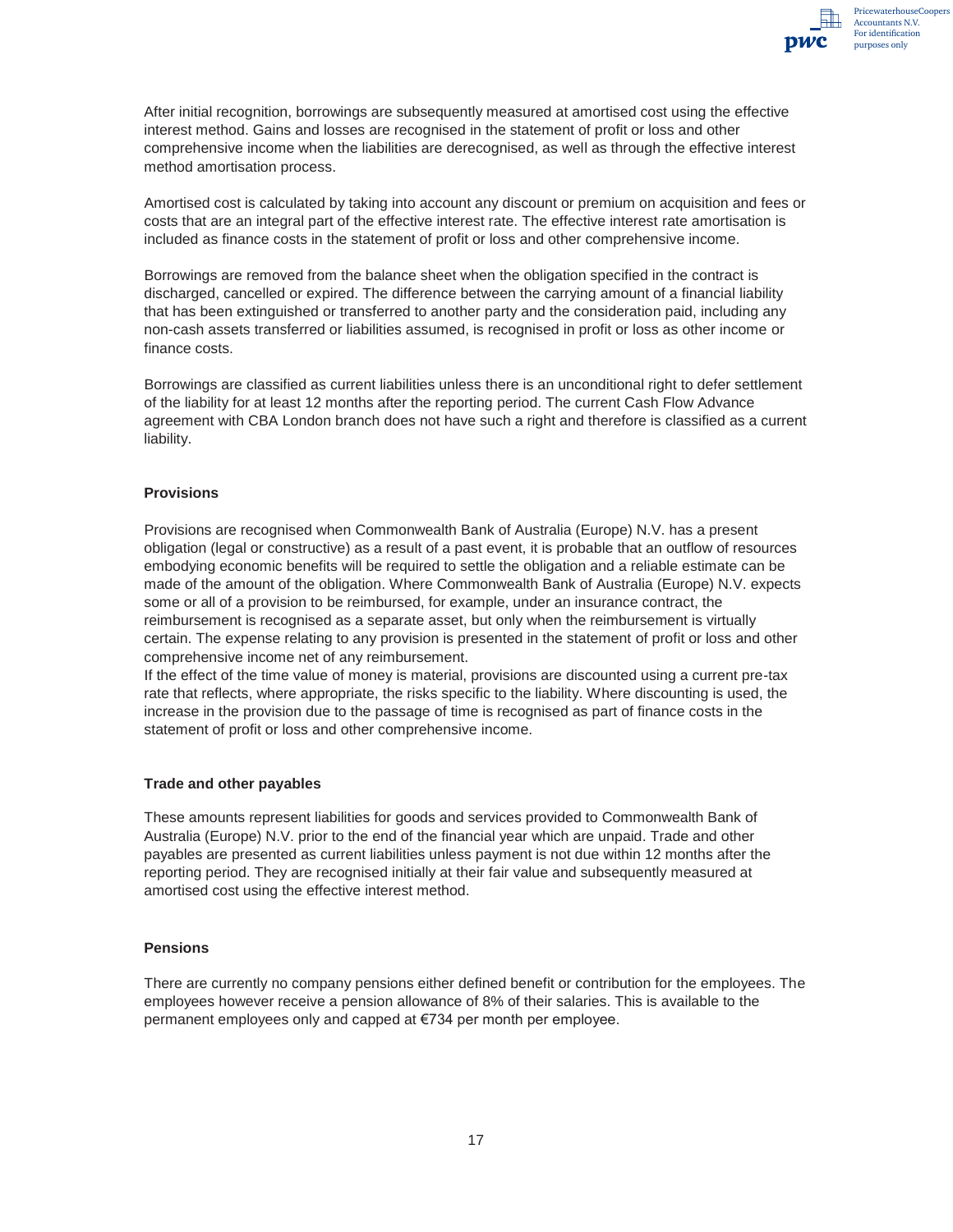After initial recognition, borrowings are subsequently measured at amortised cost using the effective interest method. Gains and losses are recognised in the statement of profit or loss and other comprehensive income when the liabilities are derecognised, as well as through the effective interest method amortisation process.

Amortised cost is calculated by taking into account any discount or premium on acquisition and fees or costs that are an integral part of the effective interest rate. The effective interest rate amortisation is included as finance costs in the statement of profit or loss and other comprehensive income.

Borrowings are removed from the balance sheet when the obligation specified in the contract is discharged, cancelled or expired. The difference between the carrying amount of a financial liability that has been extinguished or transferred to another party and the consideration paid, including any non-cash assets transferred or liabilities assumed, is recognised in profit or loss as other income or finance costs.

Borrowings are classified as current liabilities unless there is an unconditional right to defer settlement of the liability for at least 12 months after the reporting period. The current Cash Flow Advance agreement with CBA London branch does not have such a right and therefore is classified as a current liability.

**Provisions**

Provisions are recognised when Commonwealth Bank of Australia (Europe) N.V. has a present obligation (legal or constructive) as a result of a past event, it is probable that an outflow of resources embodying economic benefits will be required to settle the obligation and a reliable estimate can be made of the amount of the obligation. Where Commonwealth Bank of Australia (Europe) N.V. expects some or all of a provision to be reimbursed, for example, under an insurance contract, the reimbursement is recognised as a separate asset, but only when the reimbursement is virtually certain. The expense relating to any provision is presented in the statement of profit or loss and other comprehensive income net of any reimbursement.
If the effect of the time value of money is material, provisions are discounted using a current pre-tax rate that reflects, where appropriate, the risks specific to the liability. Where discounting is used, the increase in the provision due to the passage of time is recognised as part of finance costs in the statement of profit or loss and other comprehensive income.

**Trade and other payables**

These amounts represent liabilities for goods and services provided to Commonwealth Bank of Australia (Europe) N.V. prior to the end of the financial year which are unpaid. Trade and other payables are presented as current liabilities unless payment is not due within 12 months after the reporting period. They are recognised initially at their fair value and subsequently measured at amortised cost using the effective interest method.

**Pensions**

There are currently no company pensions either defined benefit or contribution for the employees. The employees however receive a pension allowance of 8% of their salaries. This is available to the permanent employees only and capped at €734 per month per employee.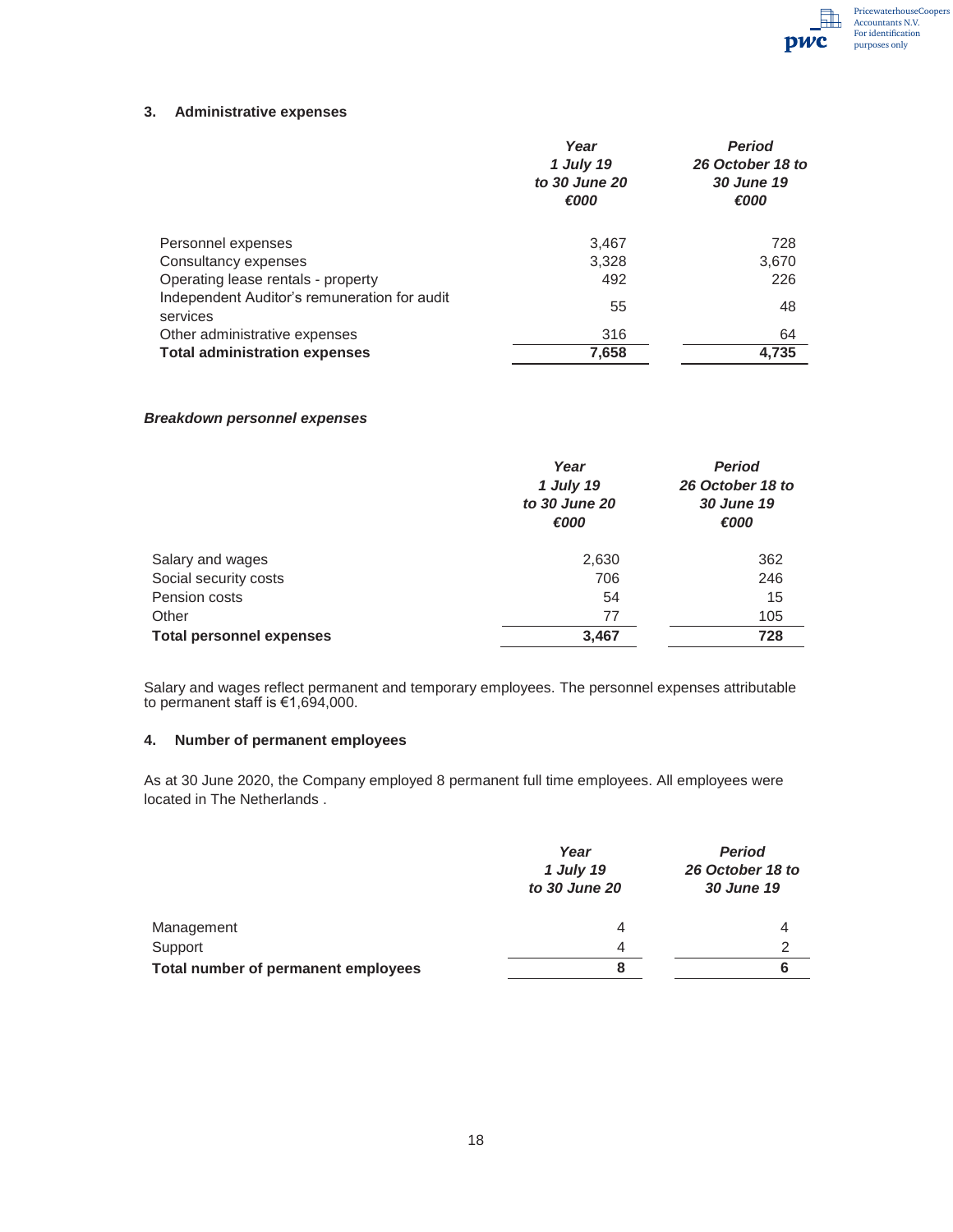## 3. Administrative expenses

| | Year 1 July 19 to 30 June 20 €000 | Period 26 October 18 to 30 June 19 €000 |
|---|---|---|
| Personnel expenses | 3,467 | 728 |
| Consultancy expenses | 3,328 | 3,670 |
| Operating lease rentals - property | 492 | 226 |
| Independent Auditor's remuneration for audit services | 55 | 48 |
| Other administrative expenses | 316 | 64 |
| **Total administration expenses** | **7,658** | **4,735** |

### *Breakdown personnel expenses*

| | Year 1 July 19 to 30 June 20 €000 | Period 26 October 18 to 30 June 19 €000 |
|---|---|---|
| Salary and wages | 2,630 | 362 |
| Social security costs | 706 | 246 |
| Pension costs | 54 | 15 |
| Other | 77 | 105 |
| **Total personnel expenses** | **3,467** | **728** |

Salary and wages reflect permanent and temporary employees. The personnel expenses attributable to permanent staff is €1,694,000.

## 4. Number of permanent employees

As at 30 June 2020, the Company employed 8 permanent full time employees. All employees were located in The Netherlands .

| | Year 1 July 19 to 30 June 20 | Period 26 October 18 to 30 June 19 |
|---|---|---|
| Management | 4 | 4 |
| Support | 4 | 2 |
| **Total number of permanent employees** | **8** | **6** |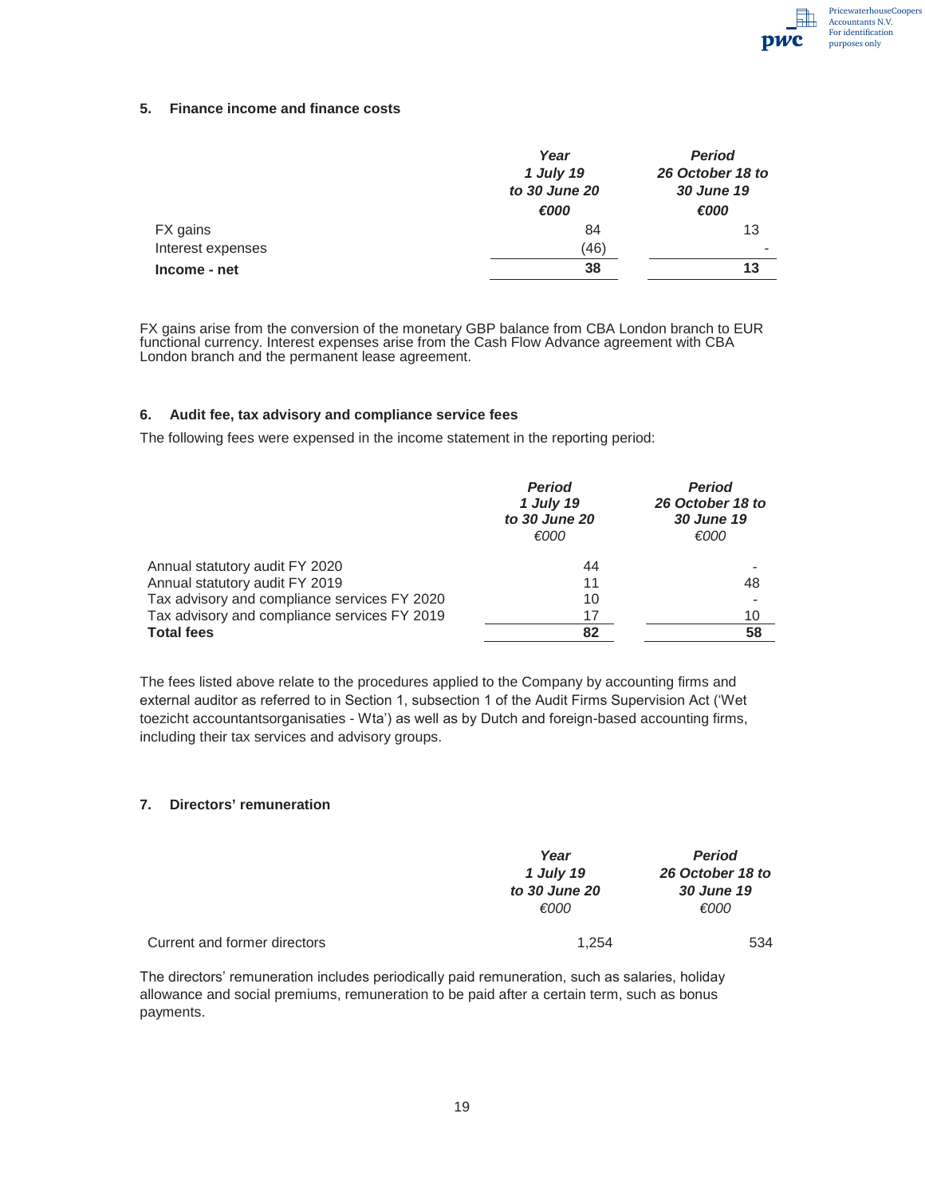## 5. Finance income and finance costs

| | Year 1 July 19 to 30 June 20 €000 | Period 26 October 18 to 30 June 19 €000 |
|---|---|---|
| FX gains | 84 | 13 |
| Interest expenses | (46) | - |
| **Income - net** | **38** | **13** |

FX gains arise from the conversion of the monetary GBP balance from CBA London branch to EUR functional currency. Interest expenses arise from the Cash Flow Advance agreement with CBA London branch and the permanent lease agreement.

## 6. Audit fee, tax advisory and compliance service fees

The following fees were expensed in the income statement in the reporting period:

| | Period 1 July 19 to 30 June 20 €000 | Period 26 October 18 to 30 June 19 €000 |
|---|---|---|
| Annual statutory audit FY 2020 | 44 | - |
| Annual statutory audit FY 2019 | 11 | 48 |
| Tax advisory and compliance services FY 2020 | 10 | - |
| Tax advisory and compliance services FY 2019 | 17 | 10 |
| **Total fees** | **82** | **58** |

The fees listed above relate to the procedures applied to the Company by accounting firms and external auditor as referred to in Section 1, subsection 1 of the Audit Firms Supervision Act ('Wet toezicht accountantsorganisaties - Wta') as well as by Dutch and foreign-based accounting firms, including their tax services and advisory groups.

## 7. Directors' remuneration

| | Year 1 July 19 to 30 June 20 €000 | Period 26 October 18 to 30 June 19 €000 |
|---|---|---|
| Current and former directors | 1,254 | 534 |

The directors' remuneration includes periodically paid remuneration, such as salaries, holiday allowance and social premiums, remuneration to be paid after a certain term, such as bonus payments.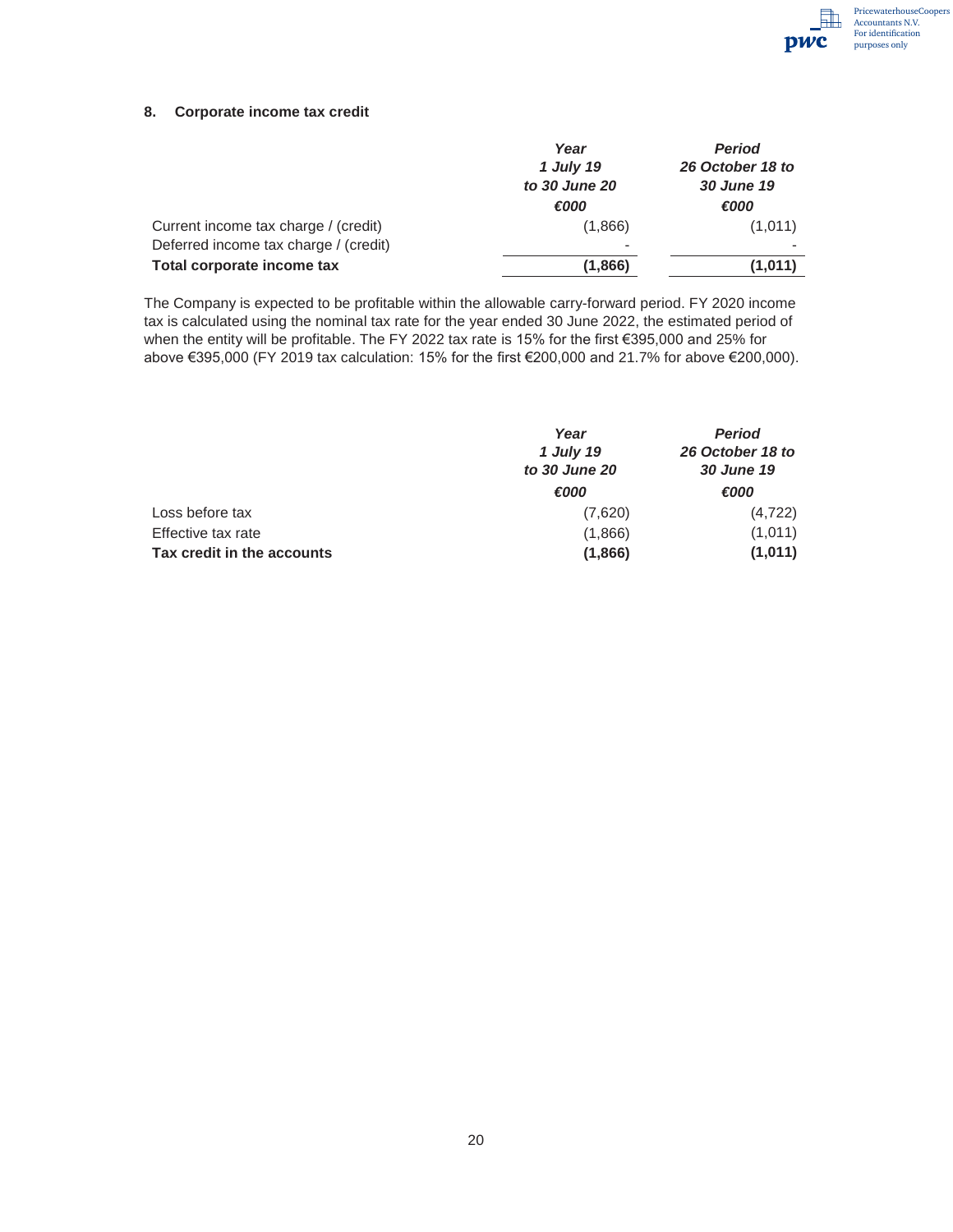## 8. Corporate income tax credit

| | *Year 1 July 19 to 30 June 20* | *Period 26 October 18 to 30 June 19* |
|---|---|---|
| | *€000* | *€000* |
| Current income tax charge / (credit) | (1,866) | (1,011) |
| Deferred income tax charge / (credit) | - | - |
| **Total corporate income tax** | **(1,866)** | **(1,011)** |

The Company is expected to be profitable within the allowable carry-forward period. FY 2020 income tax is calculated using the nominal tax rate for the year ended 30 June 2022, the estimated period of when the entity will be profitable. The FY 2022 tax rate is 15% for the first €395,000 and 25% for above €395,000 (FY 2019 tax calculation: 15% for the first €200,000 and 21.7% for above €200,000).

| | *Year 1 July 19 to 30 June 20* | *Period 26 October 18 to 30 June 19* |
|---|---|---|
| | *€000* | *€000* |
| Loss before tax | (7,620) | (4,722) |
| Effective tax rate | (1,866) | (1,011) |
| **Tax credit in the accounts** | **(1,866)** | **(1,011)** |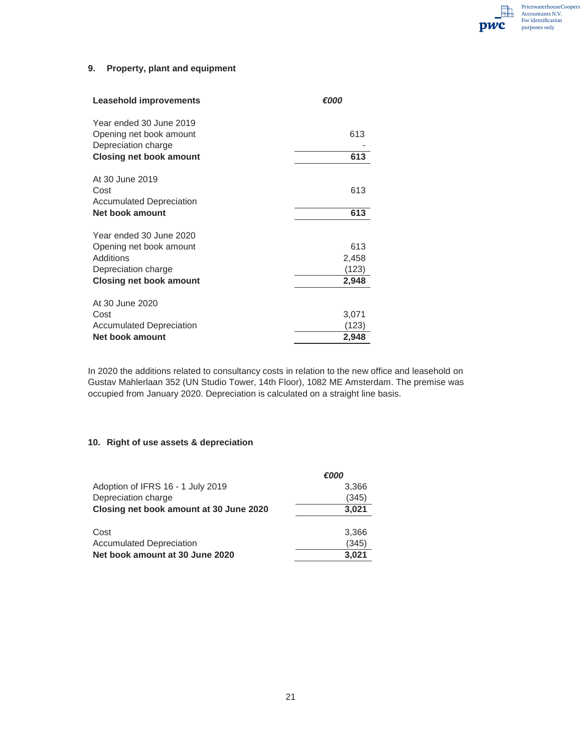## 9. Property, plant and equipment

| Leasehold improvements | €000 |
|---|---|
| Year ended 30 June 2019 | |
| Opening net book amount | 613 |
| Depreciation charge | - |
| **Closing net book amount** | **613** |
| | |
| At 30 June 2019 | |
| Cost | 613 |
| Accumulated Depreciation | |
| **Net book amount** | **613** |
| | |
| Year ended 30 June 2020 | |
| Opening net book amount | 613 |
| Additions | 2,458 |
| Depreciation charge | (123) |
| **Closing net book amount** | **2,948** |
| | |
| At 30 June 2020 | |
| Cost | 3,071 |
| Accumulated Depreciation | (123) |
| **Net book amount** | **2,948** |

In 2020 the additions related to consultancy costs in relation to the new office and leasehold on Gustav Mahlerlaan 352 (UN Studio Tower, 14th Floor), 1082 ME Amsterdam. The premise was occupied from January 2020. Depreciation is calculated on a straight line basis.

## 10. Right of use assets & depreciation

| | €000 |
|---|---|
| Adoption of IFRS 16 - 1 July 2019 | 3,366 |
| Depreciation charge | (345) |
| **Closing net book amount at 30 June 2020** | **3,021** |
| | |
| Cost | 3,366 |
| Accumulated Depreciation | (345) |
| **Net book amount at 30 June 2020** | **3,021** |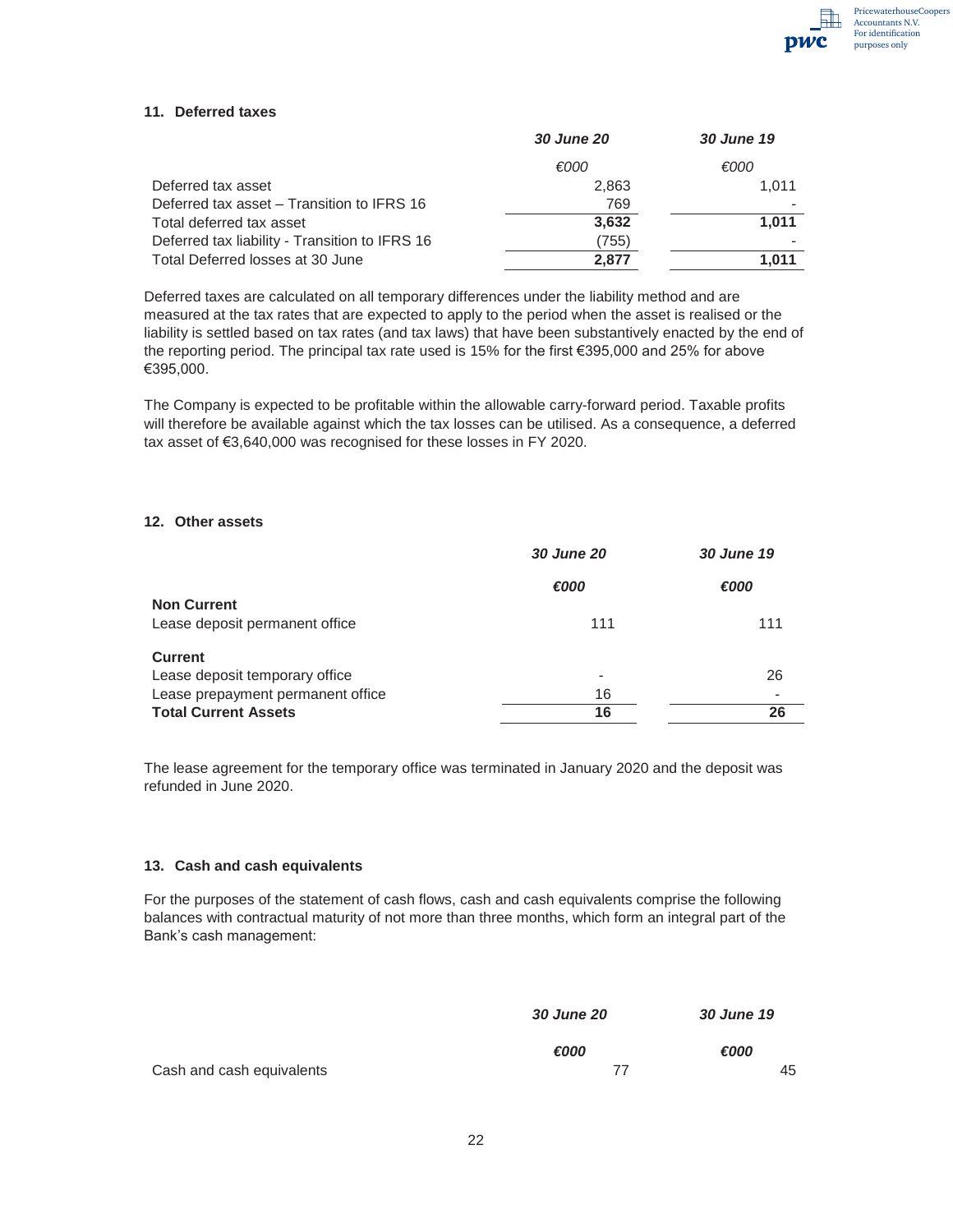### 11. Deferred taxes

| | *30 June 20* | *30 June 19* |
|---|---|---|
| | *€000* | *€000* |
| Deferred tax asset | 2,863 | 1,011 |
| Deferred tax asset – Transition to IFRS 16 | 769 | - |
| Total deferred tax asset | **3,632** | **1,011** |
| Deferred tax liability - Transition to IFRS 16 | (755) | - |
| Total Deferred losses at 30 June | **2,877** | **1,011** |

Deferred taxes are calculated on all temporary differences under the liability method and are measured at the tax rates that are expected to apply to the period when the asset is realised or the liability is settled based on tax rates (and tax laws) that have been substantively enacted by the end of the reporting period. The principal tax rate used is 15% for the first €395,000 and 25% for above €395,000.

The Company is expected to be profitable within the allowable carry-forward period. Taxable profits will therefore be available against which the tax losses can be utilised. As a consequence, a deferred tax asset of €3,640,000 was recognised for these losses in FY 2020.

### 12. Other assets

| | *30 June 20* | *30 June 19* |
|---|---|---|
| | ***€000*** | ***€000*** |
| **Non Current** | | |
| Lease deposit permanent office | 111 | 111 |
| **Current** | | |
| Lease deposit temporary office | - | 26 |
| Lease prepayment permanent office | 16 | - |
| **Total Current Assets** | **16** | **26** |

The lease agreement for the temporary office was terminated in January 2020 and the deposit was refunded in June 2020.

### 13. Cash and cash equivalents

For the purposes of the statement of cash flows, cash and cash equivalents comprise the following balances with contractual maturity of not more than three months, which form an integral part of the Bank's cash management:

| | *30 June 20* | *30 June 19* |
|---|---|---|
| | ***€000*** | ***€000*** |
| Cash and cash equivalents | 77 | 45 |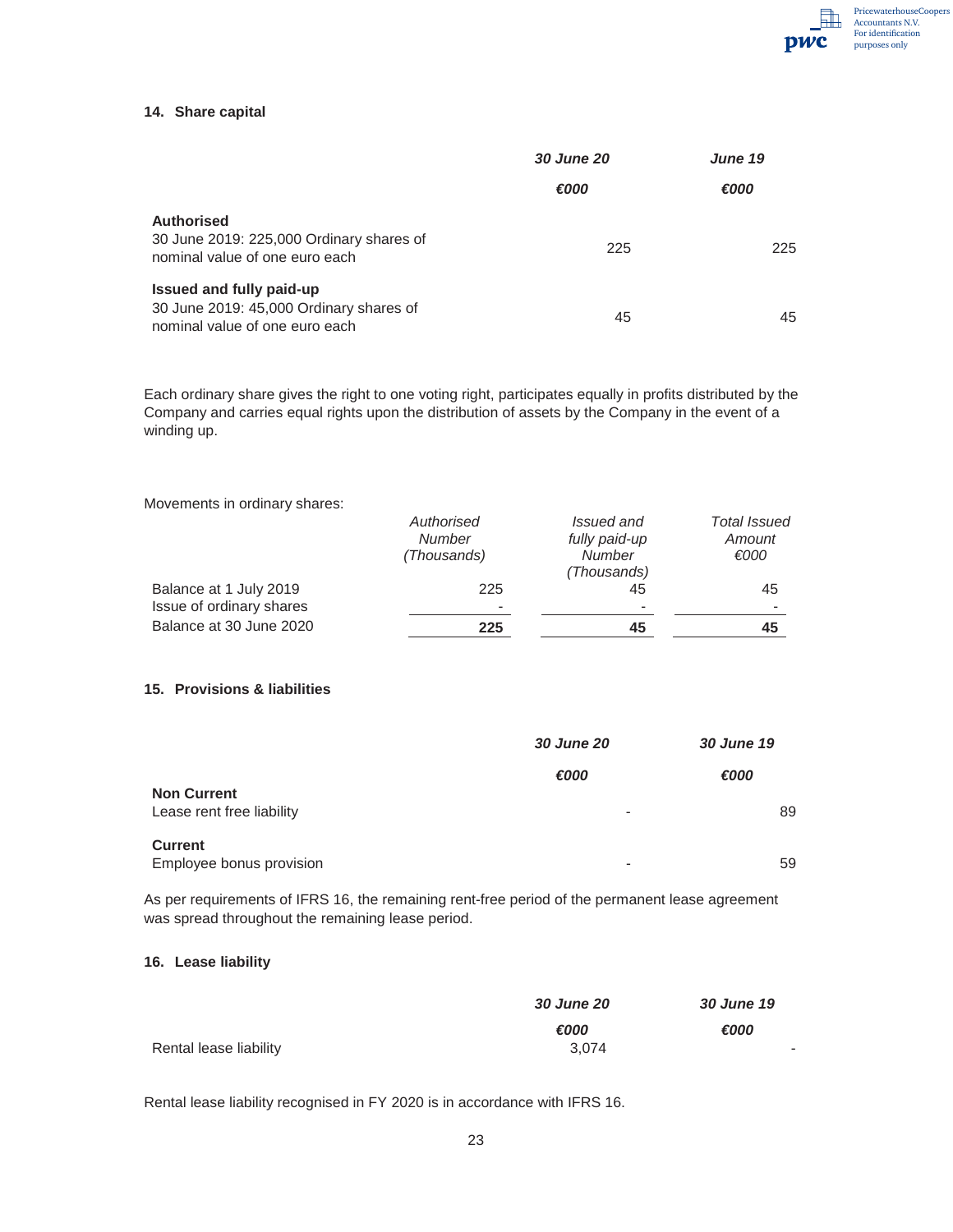## 14. Share capital

| | *30 June 20* | *June 19* |
|---|---|---|
| | *€000* | *€000* |
| **Authorised**<br>30 June 2019: 225,000 Ordinary shares of nominal value of one euro each | 225 | 225 |
| **Issued and fully paid-up**<br>30 June 2019: 45,000 Ordinary shares of nominal value of one euro each | 45 | 45 |

Each ordinary share gives the right to one voting right, participates equally in profits distributed by the Company and carries equal rights upon the distribution of assets by the Company in the event of a winding up.

Movements in ordinary shares:

| | *Authorised Number (Thousands)* | *Issued and fully paid-up Number (Thousands)* | *Total Issued Amount €000* |
|---|---|---|---|
| Balance at 1 July 2019 | 225 | 45 | 45 |
| Issue of ordinary shares | - | - | - |
| Balance at 30 June 2020 | **225** | **45** | **45** |

## 15. Provisions & liabilities

| | *30 June 20* | *30 June 19* |
|---|---|---|
| | *€000* | *€000* |
| **Non Current** | | |
| Lease rent free liability | - | 89 |
| **Current** | | |
| Employee bonus provision | - | 59 |

As per requirements of IFRS 16, the remaining rent-free period of the permanent lease agreement was spread throughout the remaining lease period.

## 16. Lease liability

| | *30 June 20* | *30 June 19* |
|---|---|---|
| | *€000* | *€000* |
| Rental lease liability | 3,074 | - |

Rental lease liability recognised in FY 2020 is in accordance with IFRS 16.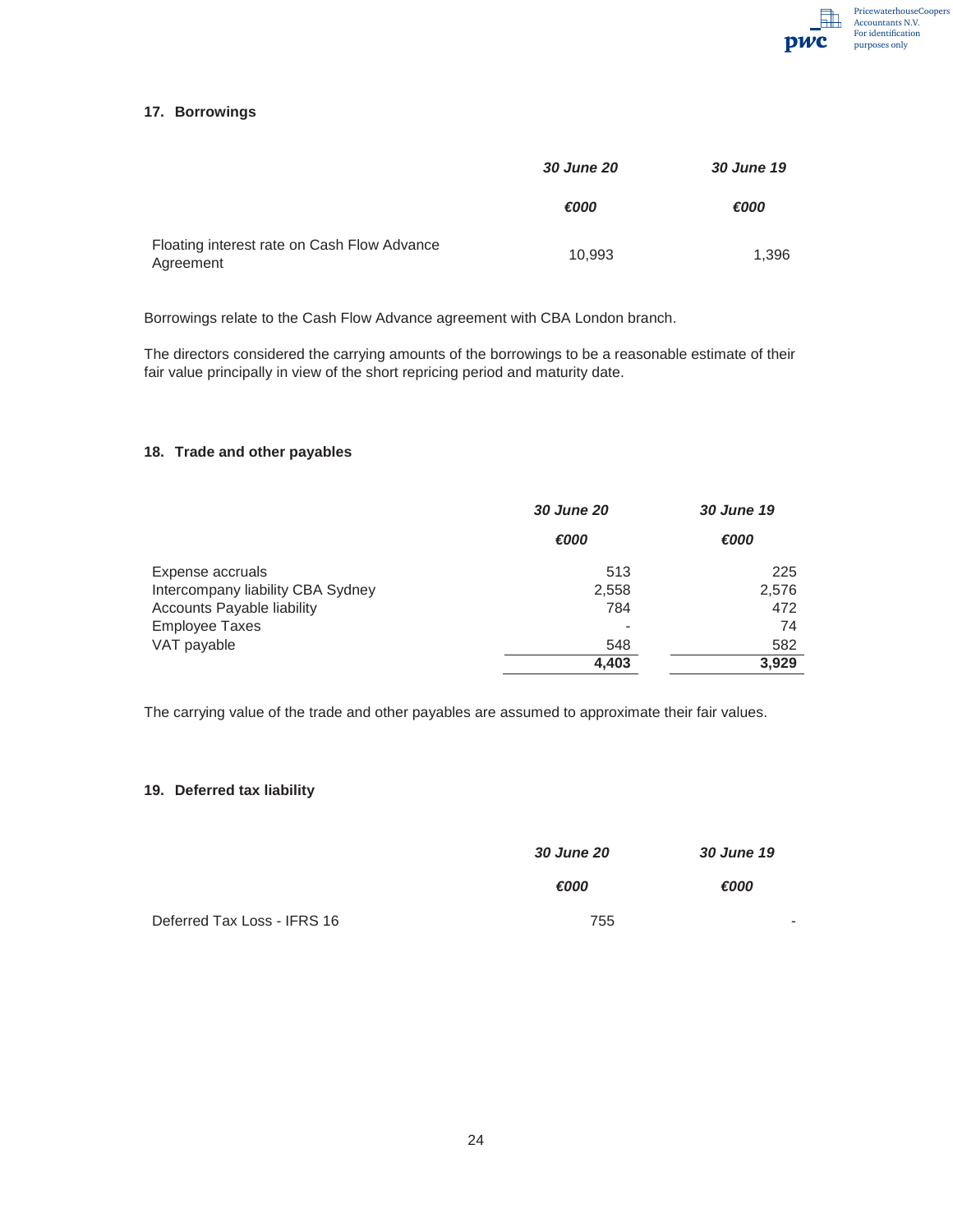## 17. Borrowings

| | *30 June 20* | *30 June 19* |
|---|---|---|
| | *€000* | *€000* |
| Floating interest rate on Cash Flow Advance Agreement | 10,993 | 1,396 |

Borrowings relate to the Cash Flow Advance agreement with CBA London branch.

The directors considered the carrying amounts of the borrowings to be a reasonable estimate of their fair value principally in view of the short repricing period and maturity date.

## 18. Trade and other payables

| | *30 June 20* | *30 June 19* |
|---|---|---|
| | *€000* | *€000* |
| Expense accruals | 513 | 225 |
| Intercompany liability CBA Sydney | 2,558 | 2,576 |
| Accounts Payable liability | 784 | 472 |
| Employee Taxes | - | 74 |
| VAT payable | 548 | 582 |
| | **4,403** | **3,929** |

The carrying value of the trade and other payables are assumed to approximate their fair values.

## 19. Deferred tax liability

| | *30 June 20* | *30 June 19* |
|---|---|---|
| | *€000* | *€000* |
| Deferred Tax Loss - IFRS 16 | 755 | - |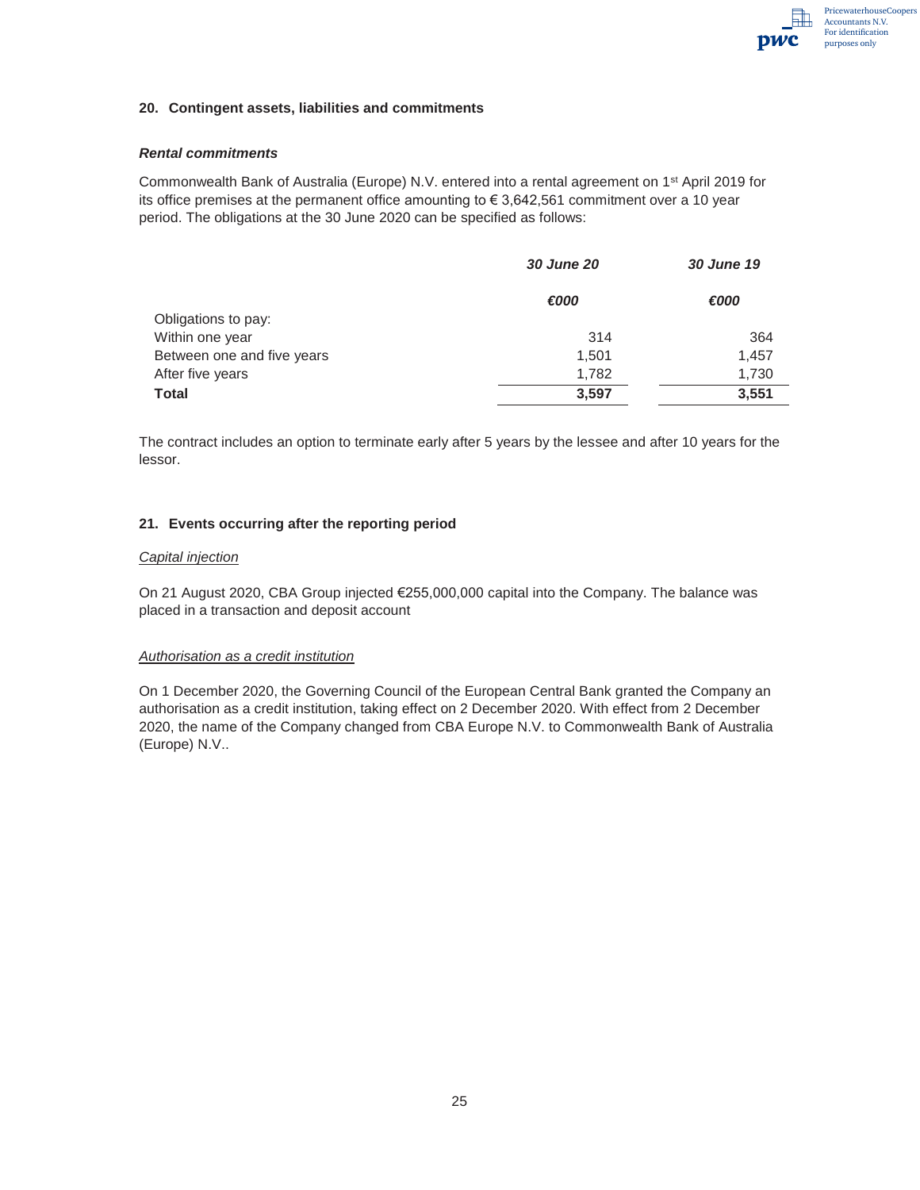## 20. Contingent assets, liabilities and commitments

### *Rental commitments*

Commonwealth Bank of Australia (Europe) N.V. entered into a rental agreement on 1st April 2019 for its office premises at the permanent office amounting to € 3,642,561 commitment over a 10 year period. The obligations at the 30 June 2020 can be specified as follows:

| | *30 June 20* | *30 June 19* |
|---|---|---|
| | *€000* | *€000* |
| Obligations to pay: | | |
| Within one year | 314 | 364 |
| Between one and five years | 1,501 | 1,457 |
| After five years | 1,782 | 1,730 |
| **Total** | **3,597** | **3,551** |

The contract includes an option to terminate early after 5 years by the lessee and after 10 years for the lessor.

## 21. Events occurring after the reporting period

*Capital injection*

On 21 August 2020, CBA Group injected €255,000,000 capital into the Company. The balance was placed in a transaction and deposit account

*Authorisation as a credit institution*

On 1 December 2020, the Governing Council of the European Central Bank granted the Company an authorisation as a credit institution, taking effect on 2 December 2020. With effect from 2 December 2020, the name of the Company changed from CBA Europe N.V. to Commonwealth Bank of Australia (Europe) N.V..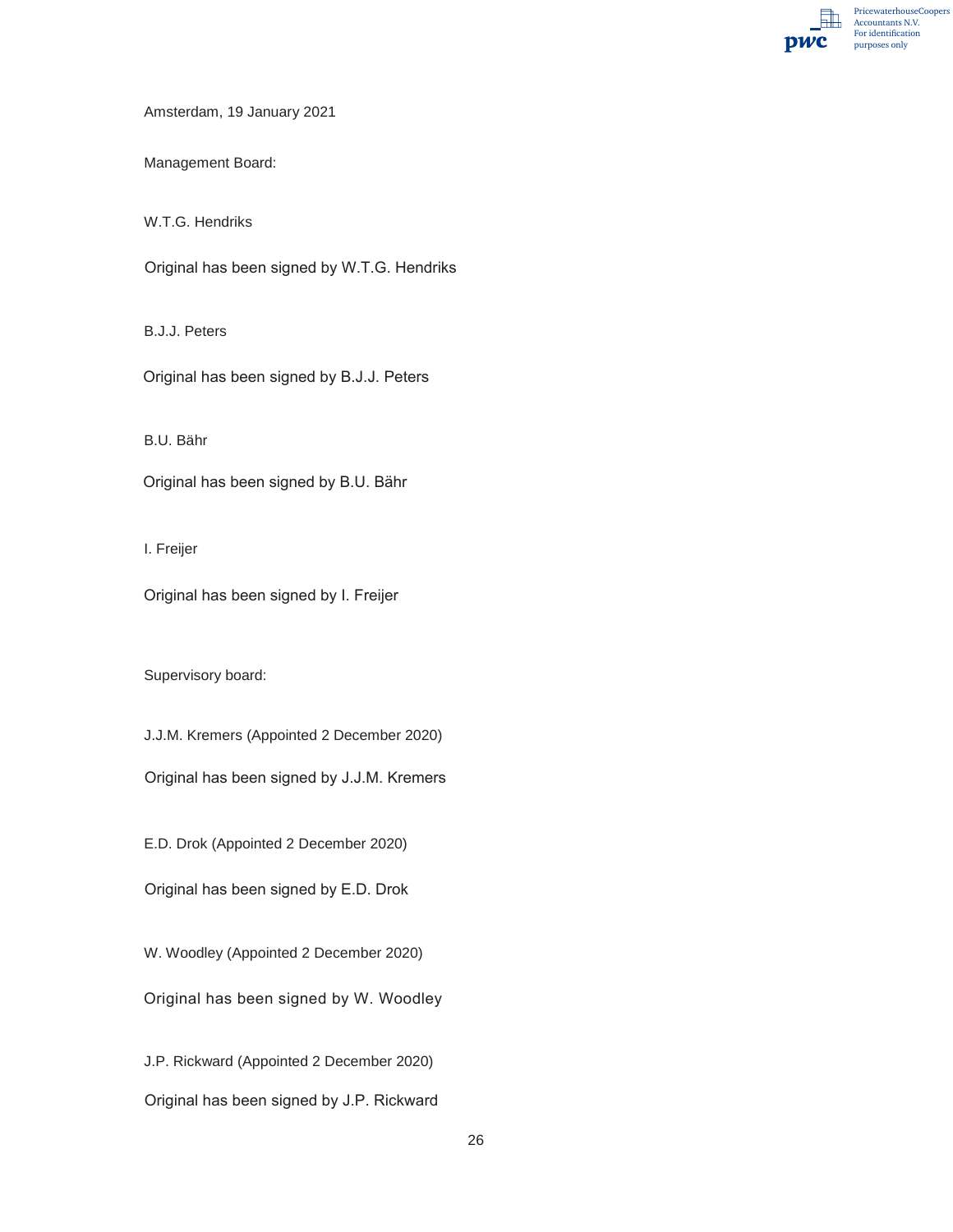Amsterdam, 19 January 2021

Management Board:

W.T.G. Hendriks

Original has been signed by W.T.G. Hendriks

B.J.J. Peters

Original has been signed by B.J.J. Peters

B.U. Bähr

Original has been signed by B.U. Bähr

I. Freijer

Original has been signed by I. Freijer

Supervisory board:

J.J.M. Kremers (Appointed 2 December 2020)

Original has been signed by J.J.M. Kremers

E.D. Drok (Appointed 2 December 2020)

Original has been signed by E.D. Drok

W. Woodley (Appointed 2 December 2020)

Original has been signed by W. Woodley

J.P. Rickward (Appointed 2 December 2020)

Original has been signed by J.P. Rickward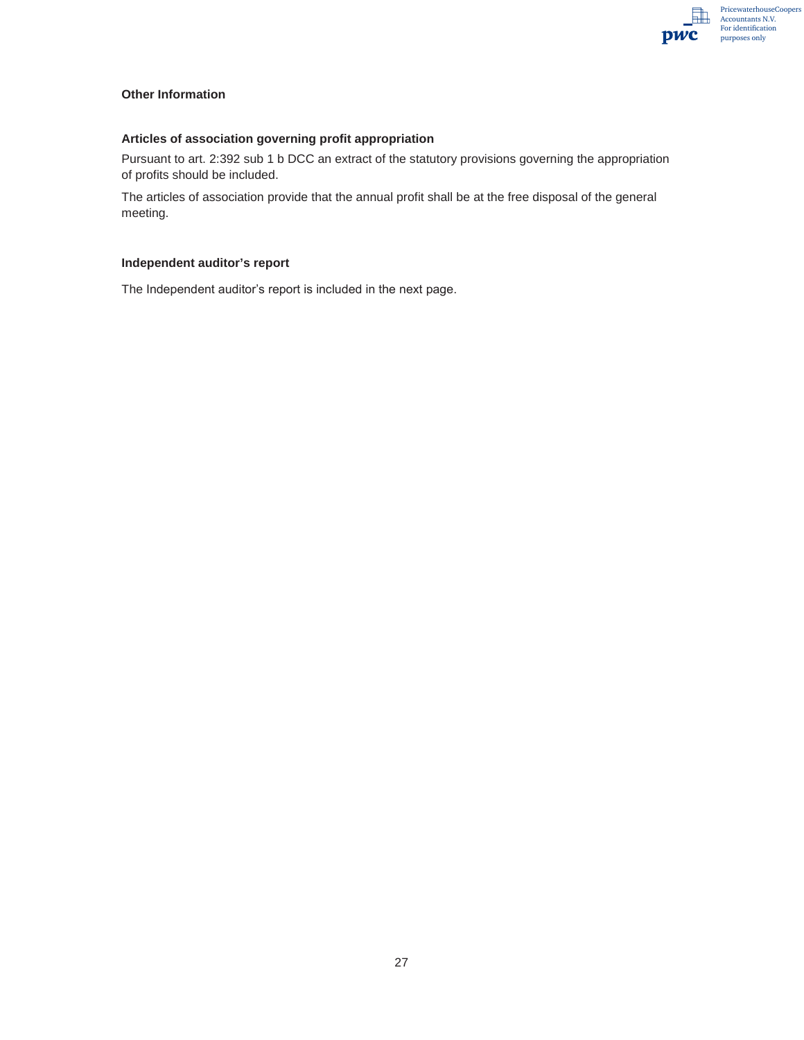## Other Information

### Articles of association governing profit appropriation

Pursuant to art. 2:392 sub 1 b DCC an extract of the statutory provisions governing the appropriation of profits should be included.

The articles of association provide that the annual profit shall be at the free disposal of the general meeting.

### Independent auditor's report

The Independent auditor's report is included in the next page.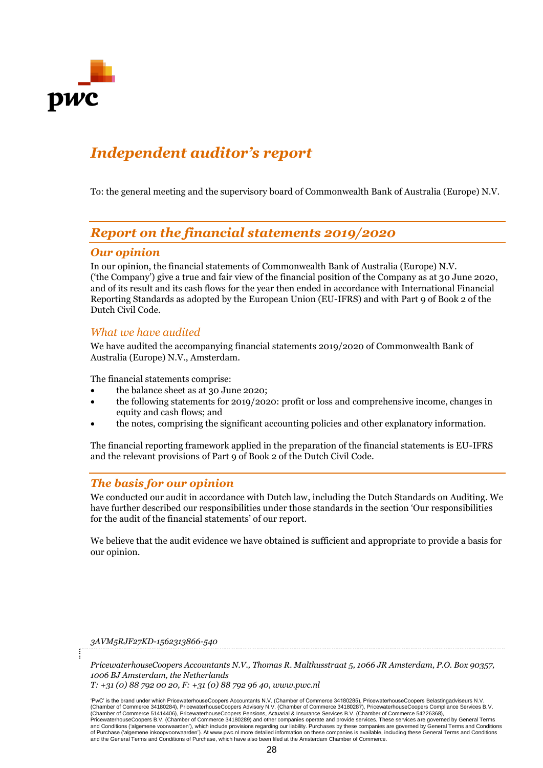# *Independent auditor's report*

To: the general meeting and the supervisory board of Commonwealth Bank of Australia (Europe) N.V.

## *Report on the financial statements 2019/2020*

### *Our opinion*

In our opinion, the financial statements of Commonwealth Bank of Australia (Europe) N.V. ('the Company') give a true and fair view of the financial position of the Company as at 30 June 2020, and of its result and its cash flows for the year then ended in accordance with International Financial Reporting Standards as adopted by the European Union (EU-IFRS) and with Part 9 of Book 2 of the Dutch Civil Code.

### *What we have audited*

We have audited the accompanying financial statements 2019/2020 of Commonwealth Bank of Australia (Europe) N.V., Amsterdam.

The financial statements comprise:

- the balance sheet as at 30 June 2020;
- the following statements for 2019/2020: profit or loss and comprehensive income, changes in equity and cash flows; and
- the notes, comprising the significant accounting policies and other explanatory information.

The financial reporting framework applied in the preparation of the financial statements is EU-IFRS and the relevant provisions of Part 9 of Book 2 of the Dutch Civil Code.

### *The basis for our opinion*

We conducted our audit in accordance with Dutch law, including the Dutch Standards on Auditing. We have further described our responsibilities under those standards in the section 'Our responsibilities for the audit of the financial statements' of our report.

We believe that the audit evidence we have obtained is sufficient and appropriate to provide a basis for our opinion.

*3AVM5RJF27KD-1562313866-540*

*PricewaterhouseCoopers Accountants N.V., Thomas R. Malthusstraat 5, 1066 JR Amsterdam, P.O. Box 90357, 1006 BJ Amsterdam, the Netherlands*
*T: +31 (0) 88 792 00 20, F: +31 (0) 88 792 96 40, www.pwc.nl*

'PwC' is the brand under which PricewaterhouseCoopers Accountants N.V. (Chamber of Commerce 34180285), PricewaterhouseCoopers Belastingadviseurs N.V. (Chamber of Commerce 34180284), PricewaterhouseCoopers Advisory N.V. (Chamber of Commerce 34180287), PricewaterhouseCoopers Compliance Services B.V. (Chamber of Commerce 51414406), PricewaterhouseCoopers Pensions, Actuarial & Insurance Services B.V. (Chamber of Commerce 54226368), PricewaterhouseCoopers B.V. (Chamber of Commerce 34180289) and other companies operate and provide services. These services are governed by General Terms and Conditions ('algemene voorwaarden'), which include provisions regarding our liability. Purchases by these companies are governed by General Terms and Conditions of Purchase ('algemene inkoopvoorwaarden'). At www.pwc.nl more detailed information on these companies is available, including these General Terms and Conditions and the General Terms and Conditions of Purchase, which have also been filed at the Amsterdam Chamber of Commerce.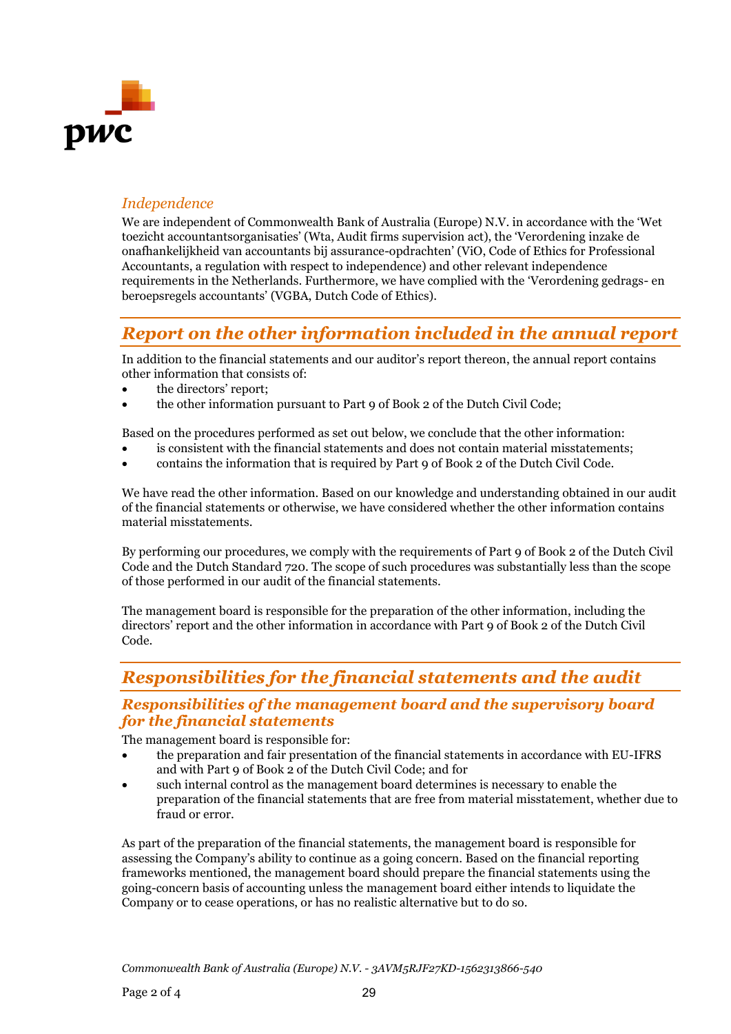### *Independence*

We are independent of Commonwealth Bank of Australia (Europe) N.V. in accordance with the 'Wet toezicht accountantsorganisaties' (Wta, Audit firms supervision act), the 'Verordening inzake de onafhankelijkheid van accountants bij assurance-opdrachten' (ViO, Code of Ethics for Professional Accountants, a regulation with respect to independence) and other relevant independence requirements in the Netherlands. Furthermore, we have complied with the 'Verordening gedrags- en beroepsregels accountants' (VGBA, Dutch Code of Ethics).

## *Report on the other information included in the annual report*

In addition to the financial statements and our auditor's report thereon, the annual report contains other information that consists of:

- the directors' report;
- the other information pursuant to Part 9 of Book 2 of the Dutch Civil Code;

Based on the procedures performed as set out below, we conclude that the other information:

- is consistent with the financial statements and does not contain material misstatements;
- contains the information that is required by Part 9 of Book 2 of the Dutch Civil Code.

We have read the other information. Based on our knowledge and understanding obtained in our audit of the financial statements or otherwise, we have considered whether the other information contains material misstatements.

By performing our procedures, we comply with the requirements of Part 9 of Book 2 of the Dutch Civil Code and the Dutch Standard 720. The scope of such procedures was substantially less than the scope of those performed in our audit of the financial statements.

The management board is responsible for the preparation of the other information, including the directors' report and the other information in accordance with Part 9 of Book 2 of the Dutch Civil Code.

## *Responsibilities for the financial statements and the audit*

### *Responsibilities of the management board and the supervisory board for the financial statements*

The management board is responsible for:

- the preparation and fair presentation of the financial statements in accordance with EU-IFRS and with Part 9 of Book 2 of the Dutch Civil Code; and for
- such internal control as the management board determines is necessary to enable the preparation of the financial statements that are free from material misstatement, whether due to fraud or error.

As part of the preparation of the financial statements, the management board is responsible for assessing the Company's ability to continue as a going concern. Based on the financial reporting frameworks mentioned, the management board should prepare the financial statements using the going-concern basis of accounting unless the management board either intends to liquidate the Company or to cease operations, or has no realistic alternative but to do so.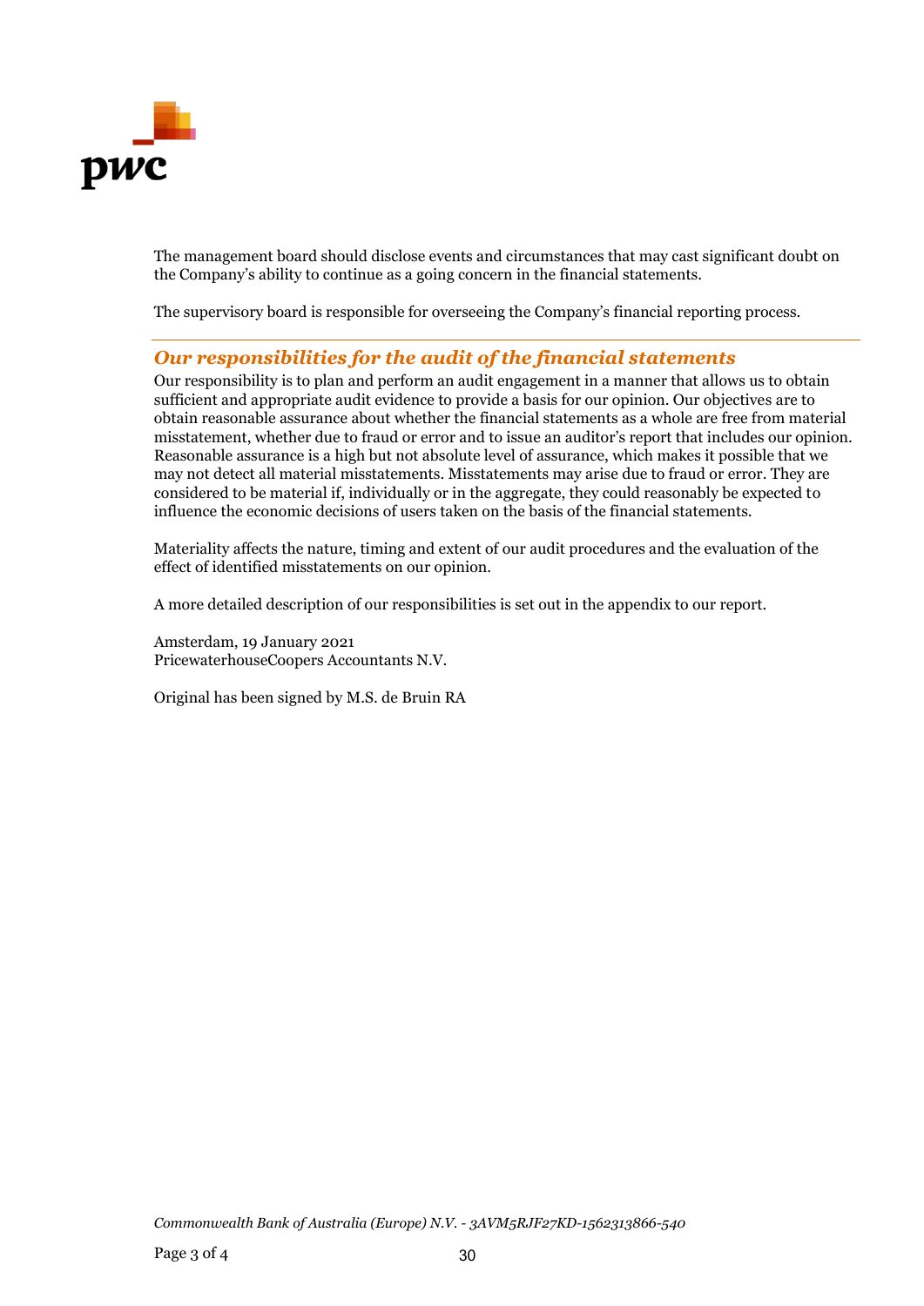The management board should disclose events and circumstances that may cast significant doubt on the Company's ability to continue as a going concern in the financial statements.

The supervisory board is responsible for overseeing the Company's financial reporting process.

## *Our responsibilities for the audit of the financial statements*

Our responsibility is to plan and perform an audit engagement in a manner that allows us to obtain sufficient and appropriate audit evidence to provide a basis for our opinion. Our objectives are to obtain reasonable assurance about whether the financial statements as a whole are free from material misstatement, whether due to fraud or error and to issue an auditor's report that includes our opinion. Reasonable assurance is a high but not absolute level of assurance, which makes it possible that we may not detect all material misstatements. Misstatements may arise due to fraud or error. They are considered to be material if, individually or in the aggregate, they could reasonably be expected to influence the economic decisions of users taken on the basis of the financial statements.

Materiality affects the nature, timing and extent of our audit procedures and the evaluation of the effect of identified misstatements on our opinion.

A more detailed description of our responsibilities is set out in the appendix to our report.

Amsterdam, 19 January 2021
PricewaterhouseCoopers Accountants N.V.

Original has been signed by M.S. de Bruin RA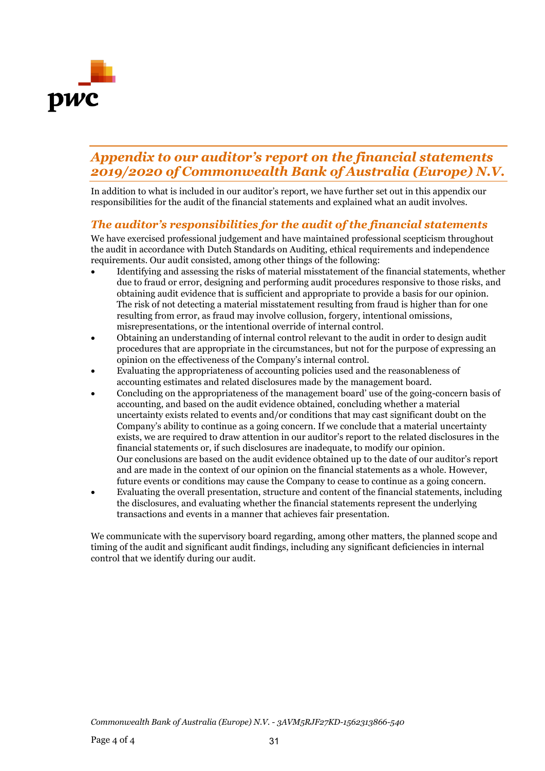## *Appendix to our auditor's report on the financial statements 2019/2020 of Commonwealth Bank of Australia (Europe) N.V.*

In addition to what is included in our auditor's report, we have further set out in this appendix our responsibilities for the audit of the financial statements and explained what an audit involves.

### *The auditor's responsibilities for the audit of the financial statements*

We have exercised professional judgement and have maintained professional scepticism throughout the audit in accordance with Dutch Standards on Auditing, ethical requirements and independence requirements. Our audit consisted, among other things of the following:

- Identifying and assessing the risks of material misstatement of the financial statements, whether due to fraud or error, designing and performing audit procedures responsive to those risks, and obtaining audit evidence that is sufficient and appropriate to provide a basis for our opinion. The risk of not detecting a material misstatement resulting from fraud is higher than for one resulting from error, as fraud may involve collusion, forgery, intentional omissions, misrepresentations, or the intentional override of internal control.
- Obtaining an understanding of internal control relevant to the audit in order to design audit procedures that are appropriate in the circumstances, but not for the purpose of expressing an opinion on the effectiveness of the Company's internal control.
- Evaluating the appropriateness of accounting policies used and the reasonableness of accounting estimates and related disclosures made by the management board.
- Concluding on the appropriateness of the management board' use of the going-concern basis of accounting, and based on the audit evidence obtained, concluding whether a material uncertainty exists related to events and/or conditions that may cast significant doubt on the Company's ability to continue as a going concern. If we conclude that a material uncertainty exists, we are required to draw attention in our auditor's report to the related disclosures in the financial statements or, if such disclosures are inadequate, to modify our opinion.
  Our conclusions are based on the audit evidence obtained up to the date of our auditor's report and are made in the context of our opinion on the financial statements as a whole. However, future events or conditions may cause the Company to cease to continue as a going concern.
- Evaluating the overall presentation, structure and content of the financial statements, including the disclosures, and evaluating whether the financial statements represent the underlying transactions and events in a manner that achieves fair presentation.

We communicate with the supervisory board regarding, among other matters, the planned scope and timing of the audit and significant audit findings, including any significant deficiencies in internal control that we identify during our audit.

*Commonwealth Bank of Australia (Europe) N.V. - 3AVM5RJF27KD-1562313866-540*